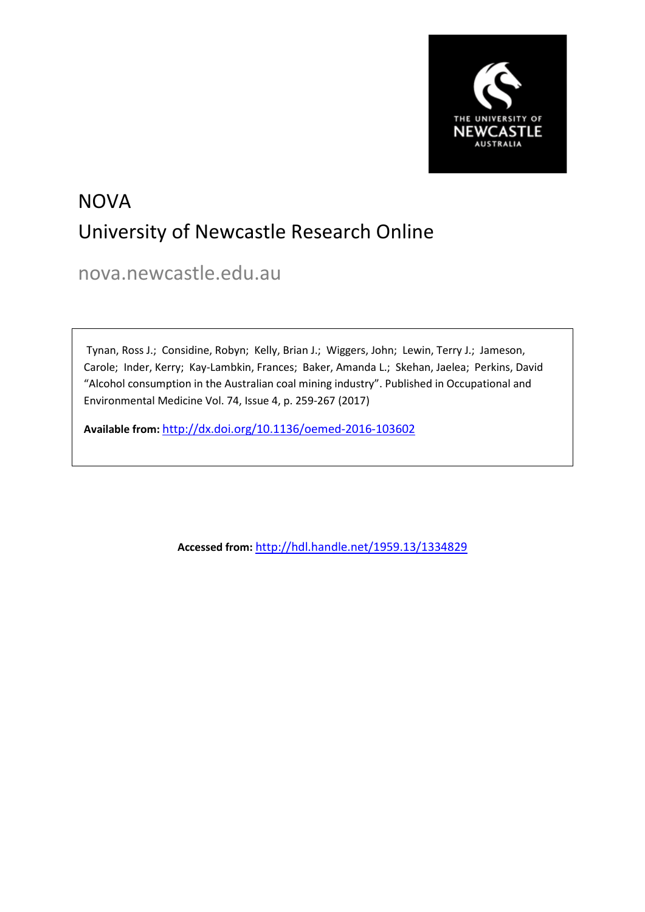# NOVA
## University of Newcastle Research Online

nova.newcastle.edu.au

Tynan, Ross J.; Considine, Robyn; Kelly, Brian J.; Wiggers, John; Lewin, Terry J.; Jameson, Carole; Inder, Kerry; Kay-Lambkin, Frances; Baker, Amanda L.; Skehan, Jaelea; Perkins, David "Alcohol consumption in the Australian coal mining industry". Published in Occupational and Environmental Medicine Vol. 74, Issue 4, p. 259-267 (2017)

**Available from:** http://dx.doi.org/10.1136/oemed-2016-103602

**Accessed from:** http://hdl.handle.net/1959.13/1334829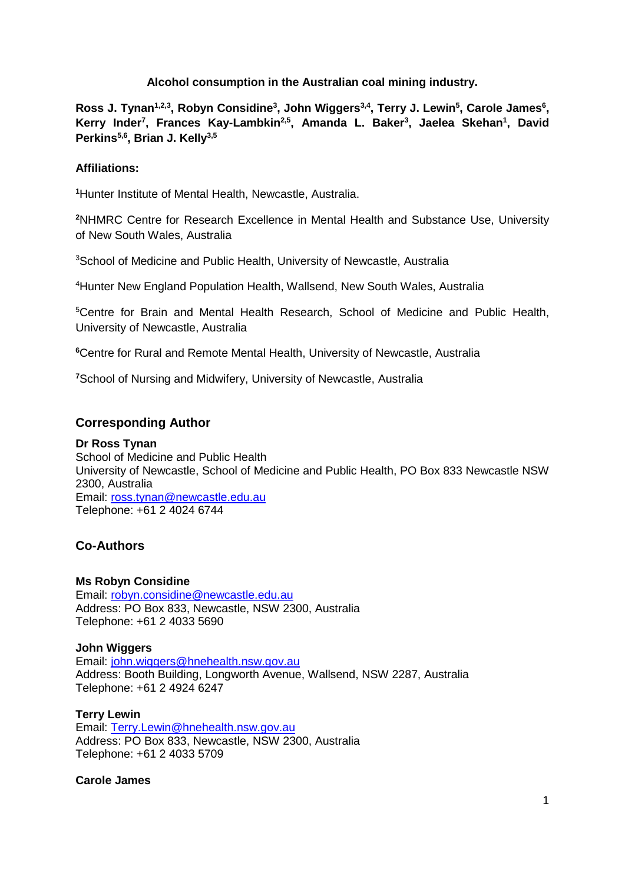**Alcohol consumption in the Australian coal mining industry.**

**Ross J. Tynan[1,2,3], Robyn Considine[3], John Wiggers[3,4], Terry J. Lewin[5], Carole James[6], Kerry Inder[7], Frances Kay-Lambkin[2,5], Amanda L. Baker[3], Jaelea Skehan[1], David Perkins[5,6], Brian J. Kelly[3,5]**

**Affiliations:**

[1]Hunter Institute of Mental Health, Newcastle, Australia.

[2]NHMRC Centre for Research Excellence in Mental Health and Substance Use, University of New South Wales, Australia

[3]School of Medicine and Public Health, University of Newcastle, Australia

[4]Hunter New England Population Health, Wallsend, New South Wales, Australia

[5]Centre for Brain and Mental Health Research, School of Medicine and Public Health, University of Newcastle, Australia

[6]Centre for Rural and Remote Mental Health, University of Newcastle, Australia

[7]School of Nursing and Midwifery, University of Newcastle, Australia

## Corresponding Author

**Dr Ross Tynan**
School of Medicine and Public Health
University of Newcastle, School of Medicine and Public Health, PO Box 833 Newcastle NSW 2300, Australia
Email: ross.tynan@newcastle.edu.au
Telephone: +61 2 4024 6744

## Co-Authors

**Ms Robyn Considine**
Email: robyn.considine@newcastle.edu.au
Address: PO Box 833, Newcastle, NSW 2300, Australia
Telephone: +61 2 4033 5690

**John Wiggers**
Email: john.wiggers@hnehealth.nsw.gov.au
Address: Booth Building, Longworth Avenue, Wallsend, NSW 2287, Australia
Telephone: +61 2 4924 6247

**Terry Lewin**
Email: Terry.Lewin@hnehealth.nsw.gov.au
Address: PO Box 833, Newcastle, NSW 2300, Australia
Telephone: +61 2 4033 5709

**Carole James**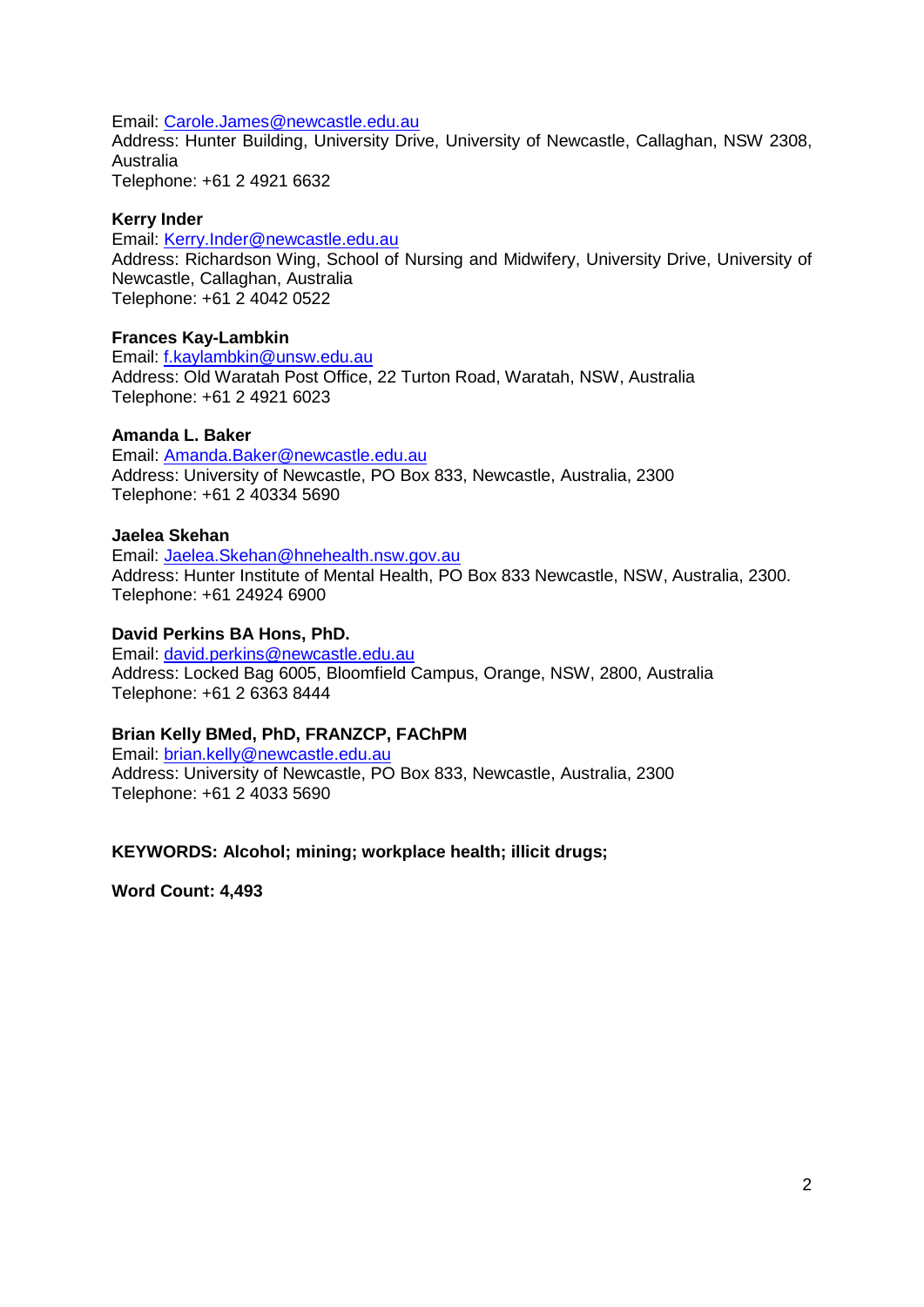Email: Carole.James@newcastle.edu.au
Address: Hunter Building, University Drive, University of Newcastle, Callaghan, NSW 2308, Australia
Telephone: +61 2 4921 6632

**Kerry Inder**
Email: Kerry.Inder@newcastle.edu.au
Address: Richardson Wing, School of Nursing and Midwifery, University Drive, University of Newcastle, Callaghan, Australia
Telephone: +61 2 4042 0522

**Frances Kay-Lambkin**
Email: f.kaylambkin@unsw.edu.au
Address: Old Waratah Post Office, 22 Turton Road, Waratah, NSW, Australia
Telephone: +61 2 4921 6023

**Amanda L. Baker**
Email: Amanda.Baker@newcastle.edu.au
Address: University of Newcastle, PO Box 833, Newcastle, Australia, 2300
Telephone: +61 2 40334 5690

**Jaelea Skehan**
Email: Jaelea.Skehan@hnehealth.nsw.gov.au
Address: Hunter Institute of Mental Health, PO Box 833 Newcastle, NSW, Australia, 2300.
Telephone: +61 24924 6900

**David Perkins BA Hons, PhD.**
Email: david.perkins@newcastle.edu.au
Address: Locked Bag 6005, Bloomfield Campus, Orange, NSW, 2800, Australia
Telephone: +61 2 6363 8444

**Brian Kelly BMed, PhD, FRANZCP, FAChPM**
Email: brian.kelly@newcastle.edu.au
Address: University of Newcastle, PO Box 833, Newcastle, Australia, 2300
Telephone: +61 2 4033 5690

**KEYWORDS: Alcohol; mining; workplace health; illicit drugs;**

**Word Count: 4,493**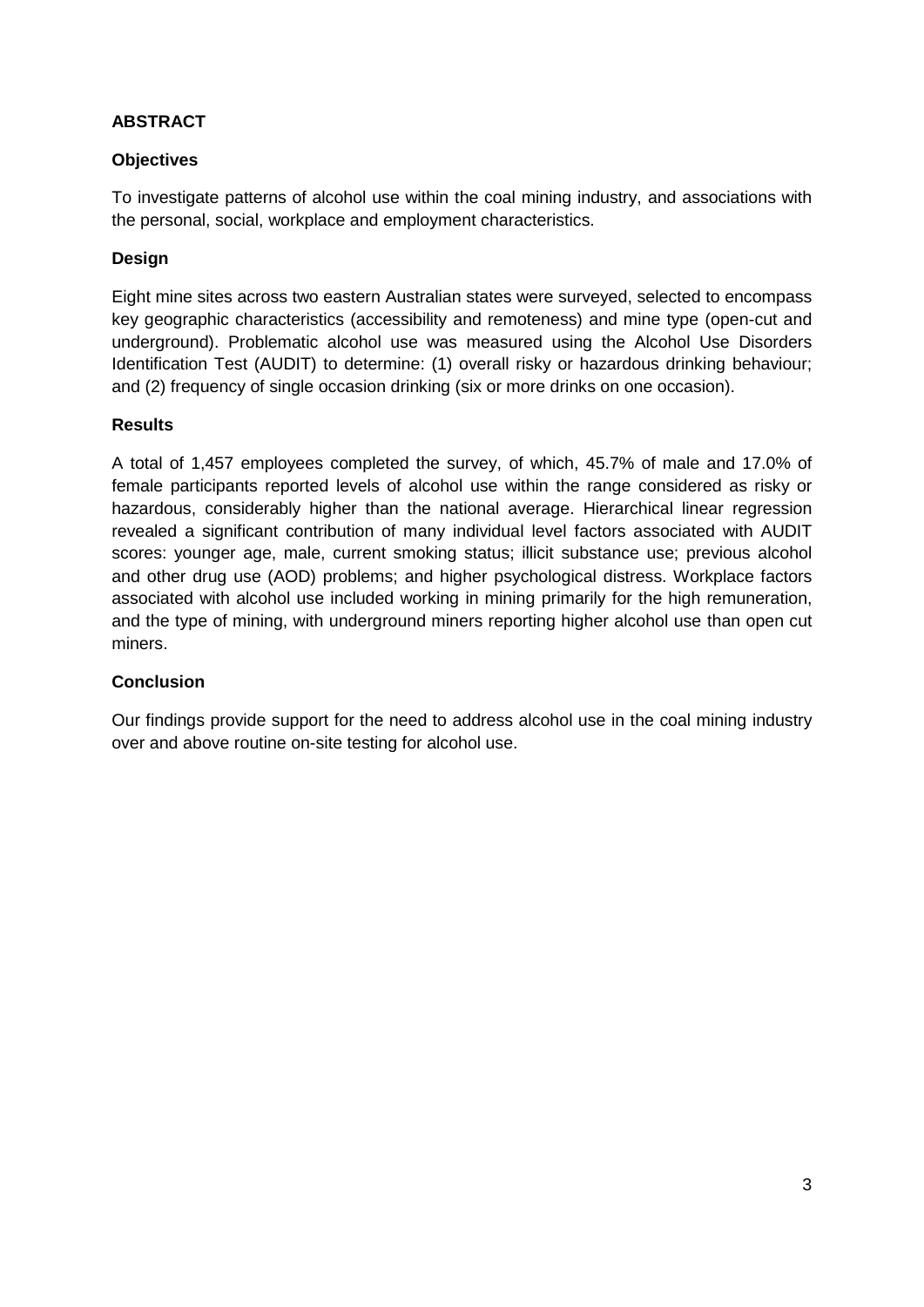## ABSTRACT

### Objectives

To investigate patterns of alcohol use within the coal mining industry, and associations with the personal, social, workplace and employment characteristics.

### Design

Eight mine sites across two eastern Australian states were surveyed, selected to encompass key geographic characteristics (accessibility and remoteness) and mine type (open-cut and underground). Problematic alcohol use was measured using the Alcohol Use Disorders Identification Test (AUDIT) to determine: (1) overall risky or hazardous drinking behaviour; and (2) frequency of single occasion drinking (six or more drinks on one occasion).

### Results

A total of 1,457 employees completed the survey, of which, 45.7% of male and 17.0% of female participants reported levels of alcohol use within the range considered as risky or hazardous, considerably higher than the national average. Hierarchical linear regression revealed a significant contribution of many individual level factors associated with AUDIT scores: younger age, male, current smoking status; illicit substance use; previous alcohol and other drug use (AOD) problems; and higher psychological distress. Workplace factors associated with alcohol use included working in mining primarily for the high remuneration, and the type of mining, with underground miners reporting higher alcohol use than open cut miners.

### Conclusion

Our findings provide support for the need to address alcohol use in the coal mining industry over and above routine on-site testing for alcohol use.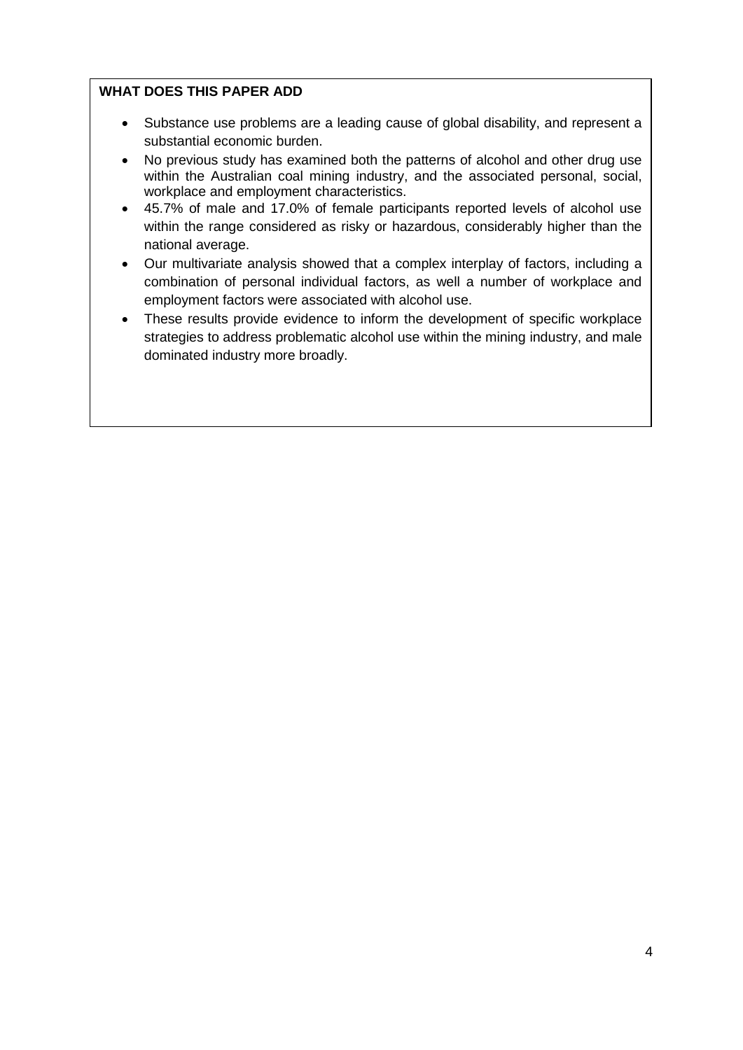## WHAT DOES THIS PAPER ADD

- Substance use problems are a leading cause of global disability, and represent a substantial economic burden.
- No previous study has examined both the patterns of alcohol and other drug use within the Australian coal mining industry, and the associated personal, social, workplace and employment characteristics.
- 45.7% of male and 17.0% of female participants reported levels of alcohol use within the range considered as risky or hazardous, considerably higher than the national average.
- Our multivariate analysis showed that a complex interplay of factors, including a combination of personal individual factors, as well a number of workplace and employment factors were associated with alcohol use.
- These results provide evidence to inform the development of specific workplace strategies to address problematic alcohol use within the mining industry, and male dominated industry more broadly.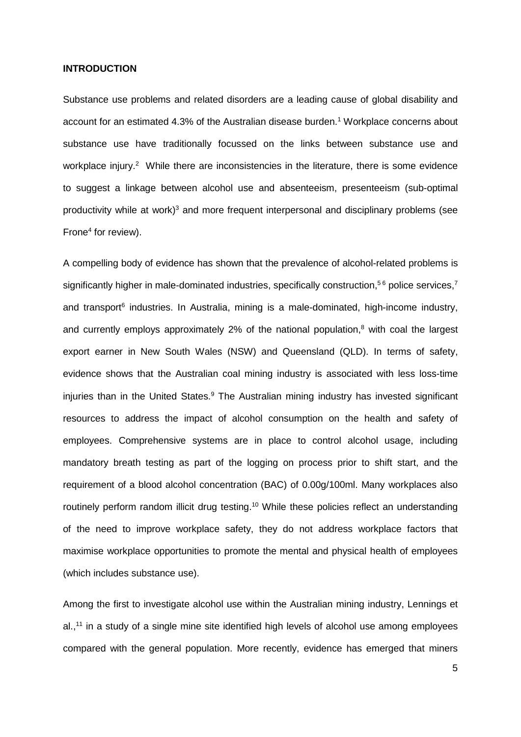**INTRODUCTION**

Substance use problems and related disorders are a leading cause of global disability and account for an estimated 4.3% of the Australian disease burden.[1] Workplace concerns about substance use have traditionally focussed on the links between substance use and workplace injury.[2] While there are inconsistencies in the literature, there is some evidence to suggest a linkage between alcohol use and absenteeism, presenteeism (sub-optimal productivity while at work)[3] and more frequent interpersonal and disciplinary problems (see Frone[4] for review).

A compelling body of evidence has shown that the prevalence of alcohol-related problems is significantly higher in male-dominated industries, specifically construction,[5 6] police services,[7] and transport[6] industries. In Australia, mining is a male-dominated, high-income industry, and currently employs approximately 2% of the national population,[8] with coal the largest export earner in New South Wales (NSW) and Queensland (QLD). In terms of safety, evidence shows that the Australian coal mining industry is associated with less loss-time injuries than in the United States.[9] The Australian mining industry has invested significant resources to address the impact of alcohol consumption on the health and safety of employees. Comprehensive systems are in place to control alcohol usage, including mandatory breath testing as part of the logging on process prior to shift start, and the requirement of a blood alcohol concentration (BAC) of 0.00g/100ml. Many workplaces also routinely perform random illicit drug testing.[10] While these policies reflect an understanding of the need to improve workplace safety, they do not address workplace factors that maximise workplace opportunities to promote the mental and physical health of employees (which includes substance use).

Among the first to investigate alcohol use within the Australian mining industry, Lennings et al.,[11] in a study of a single mine site identified high levels of alcohol use among employees compared with the general population. More recently, evidence has emerged that miners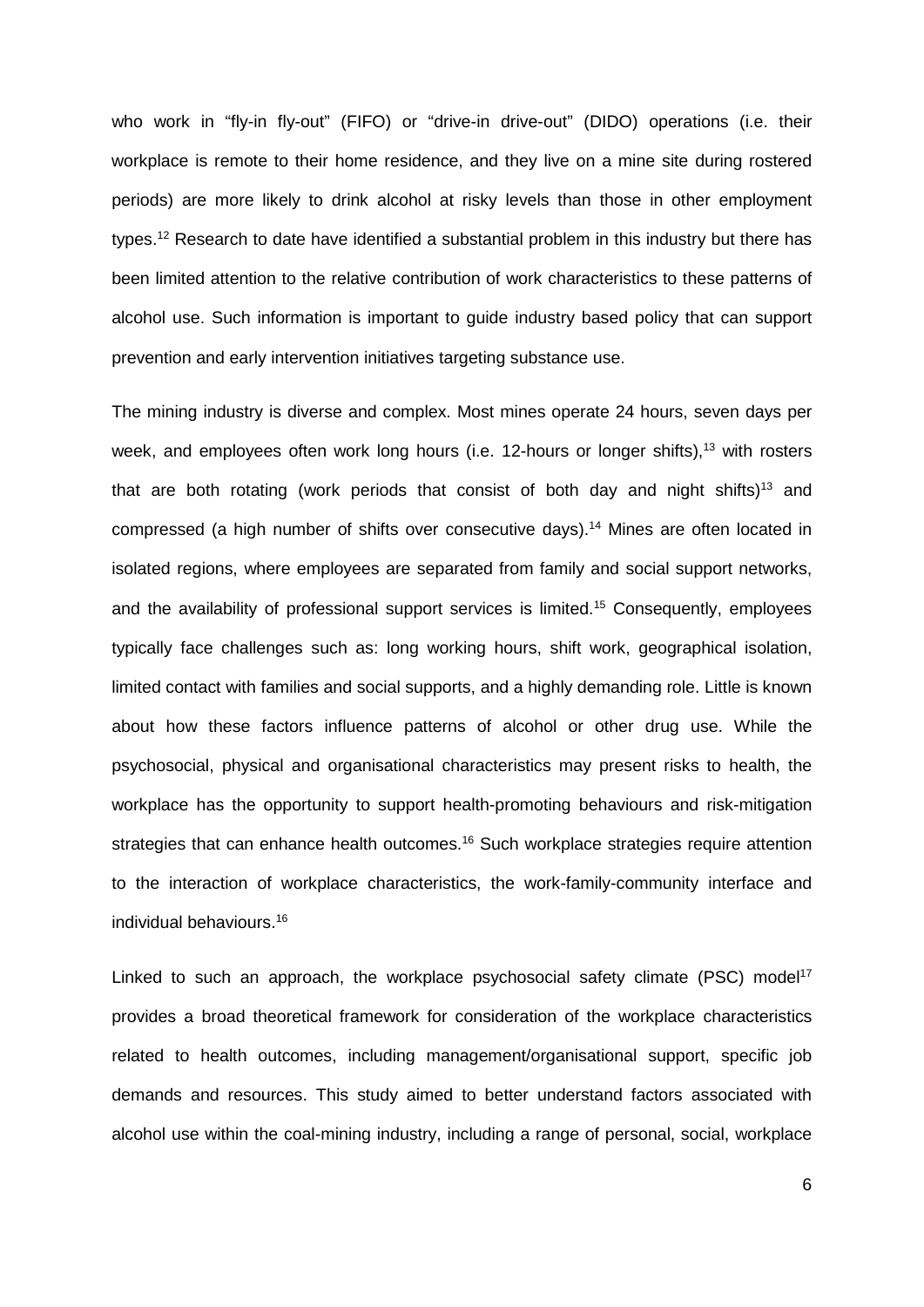who work in "fly-in fly-out" (FIFO) or "drive-in drive-out" (DIDO) operations (i.e. their workplace is remote to their home residence, and they live on a mine site during rostered periods) are more likely to drink alcohol at risky levels than those in other employment types.[12] Research to date have identified a substantial problem in this industry but there has been limited attention to the relative contribution of work characteristics to these patterns of alcohol use. Such information is important to guide industry based policy that can support prevention and early intervention initiatives targeting substance use.

The mining industry is diverse and complex. Most mines operate 24 hours, seven days per week, and employees often work long hours (i.e. 12-hours or longer shifts),[13] with rosters that are both rotating (work periods that consist of both day and night shifts)[13] and compressed (a high number of shifts over consecutive days).[14] Mines are often located in isolated regions, where employees are separated from family and social support networks, and the availability of professional support services is limited.[15] Consequently, employees typically face challenges such as: long working hours, shift work, geographical isolation, limited contact with families and social supports, and a highly demanding role. Little is known about how these factors influence patterns of alcohol or other drug use. While the psychosocial, physical and organisational characteristics may present risks to health, the workplace has the opportunity to support health-promoting behaviours and risk-mitigation strategies that can enhance health outcomes.[16] Such workplace strategies require attention to the interaction of workplace characteristics, the work-family-community interface and individual behaviours.[16]

Linked to such an approach, the workplace psychosocial safety climate (PSC) model[17] provides a broad theoretical framework for consideration of the workplace characteristics related to health outcomes, including management/organisational support, specific job demands and resources. This study aimed to better understand factors associated with alcohol use within the coal-mining industry, including a range of personal, social, workplace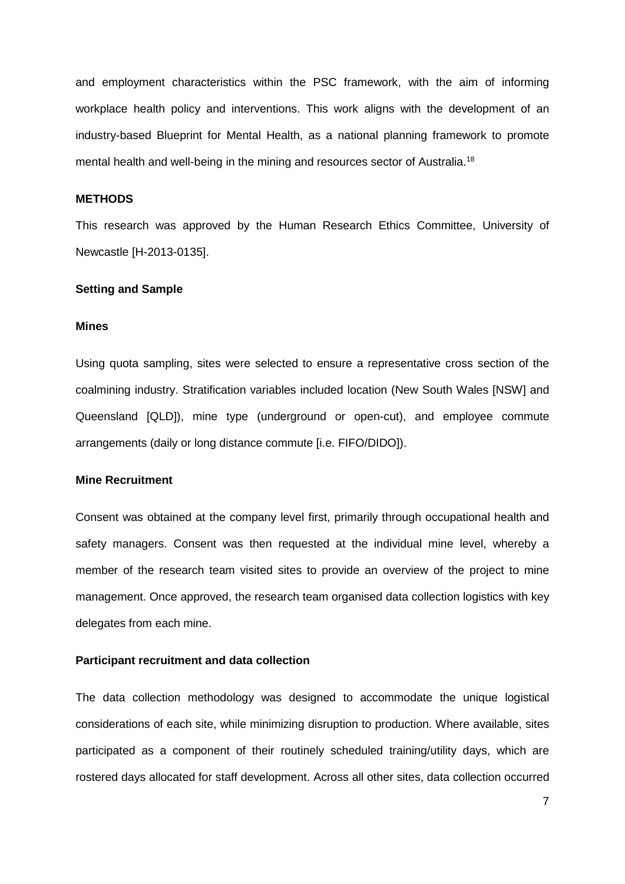and employment characteristics within the PSC framework, with the aim of informing workplace health policy and interventions. This work aligns with the development of an industry-based Blueprint for Mental Health, as a national planning framework to promote mental health and well-being in the mining and resources sector of Australia.[18]

## METHODS

This research was approved by the Human Research Ethics Committee, University of Newcastle [H-2013-0135].

### Setting and Sample

#### Mines

Using quota sampling, sites were selected to ensure a representative cross section of the coalmining industry. Stratification variables included location (New South Wales [NSW] and Queensland [QLD]), mine type (underground or open-cut), and employee commute arrangements (daily or long distance commute [i.e. FIFO/DIDO]).

#### Mine Recruitment

Consent was obtained at the company level first, primarily through occupational health and safety managers. Consent was then requested at the individual mine level, whereby a member of the research team visited sites to provide an overview of the project to mine management. Once approved, the research team organised data collection logistics with key delegates from each mine.

#### Participant recruitment and data collection

The data collection methodology was designed to accommodate the unique logistical considerations of each site, while minimizing disruption to production. Where available, sites participated as a component of their routinely scheduled training/utility days, which are rostered days allocated for staff development. Across all other sites, data collection occurred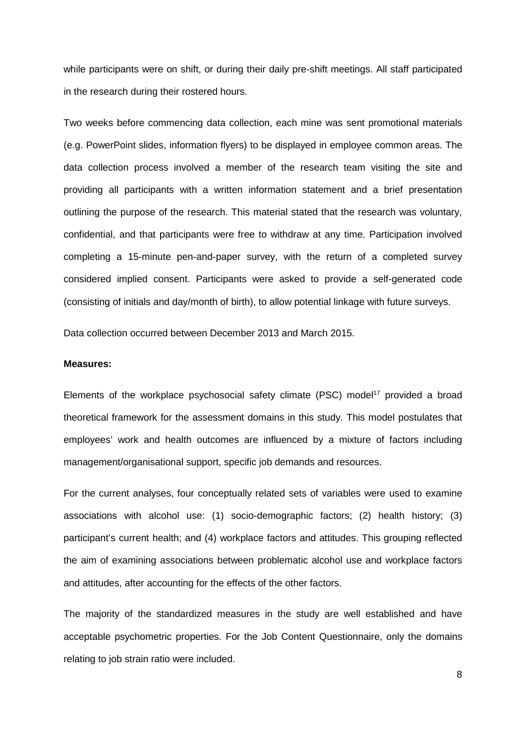while participants were on shift, or during their daily pre-shift meetings. All staff participated in the research during their rostered hours.

Two weeks before commencing data collection, each mine was sent promotional materials (e.g. PowerPoint slides, information flyers) to be displayed in employee common areas. The data collection process involved a member of the research team visiting the site and providing all participants with a written information statement and a brief presentation outlining the purpose of the research. This material stated that the research was voluntary, confidential, and that participants were free to withdraw at any time. Participation involved completing a 15-minute pen-and-paper survey, with the return of a completed survey considered implied consent. Participants were asked to provide a self-generated code (consisting of initials and day/month of birth), to allow potential linkage with future surveys.

Data collection occurred between December 2013 and March 2015.

**Measures:**

Elements of the workplace psychosocial safety climate (PSC) model[17] provided a broad theoretical framework for the assessment domains in this study. This model postulates that employees' work and health outcomes are influenced by a mixture of factors including management/organisational support, specific job demands and resources.

For the current analyses, four conceptually related sets of variables were used to examine associations with alcohol use: (1) socio-demographic factors; (2) health history; (3) participant's current health; and (4) workplace factors and attitudes. This grouping reflected the aim of examining associations between problematic alcohol use and workplace factors and attitudes, after accounting for the effects of the other factors.

The majority of the standardized measures in the study are well established and have acceptable psychometric properties. For the Job Content Questionnaire, only the domains relating to job strain ratio were included.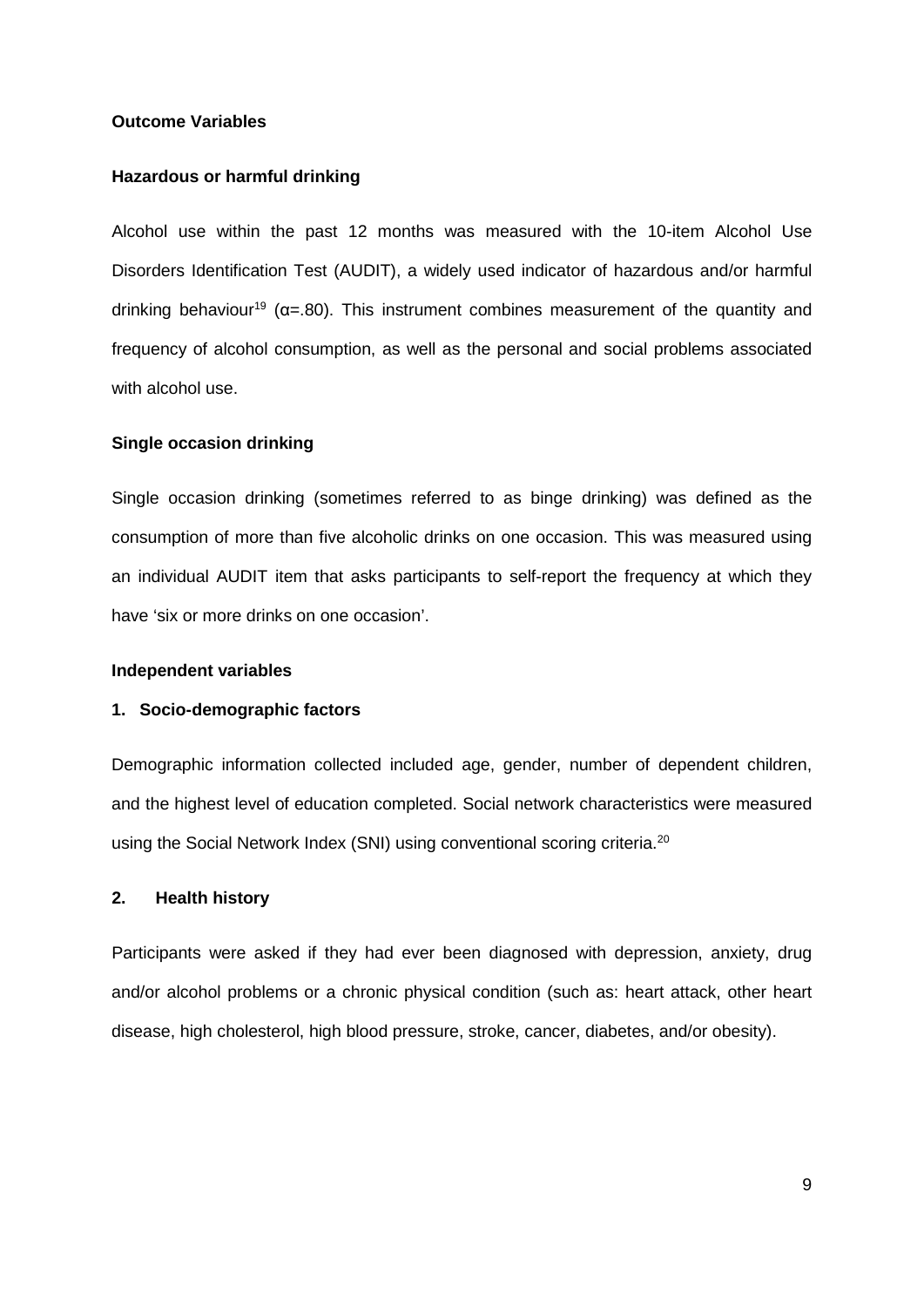### Outcome Variables

#### Hazardous or harmful drinking

Alcohol use within the past 12 months was measured with the 10-item Alcohol Use Disorders Identification Test (AUDIT), a widely used indicator of hazardous and/or harmful drinking behaviour[19] ($\alpha$=.80). This instrument combines measurement of the quantity and frequency of alcohol consumption, as well as the personal and social problems associated with alcohol use.

#### Single occasion drinking

Single occasion drinking (sometimes referred to as binge drinking) was defined as the consumption of more than five alcoholic drinks on one occasion. This was measured using an individual AUDIT item that asks participants to self-report the frequency at which they have 'six or more drinks on one occasion'.

### Independent variables

#### 1. Socio-demographic factors

Demographic information collected included age, gender, number of dependent children, and the highest level of education completed. Social network characteristics were measured using the Social Network Index (SNI) using conventional scoring criteria.[20]

#### 2. Health history

Participants were asked if they had ever been diagnosed with depression, anxiety, drug and/or alcohol problems or a chronic physical condition (such as: heart attack, other heart disease, high cholesterol, high blood pressure, stroke, cancer, diabetes, and/or obesity).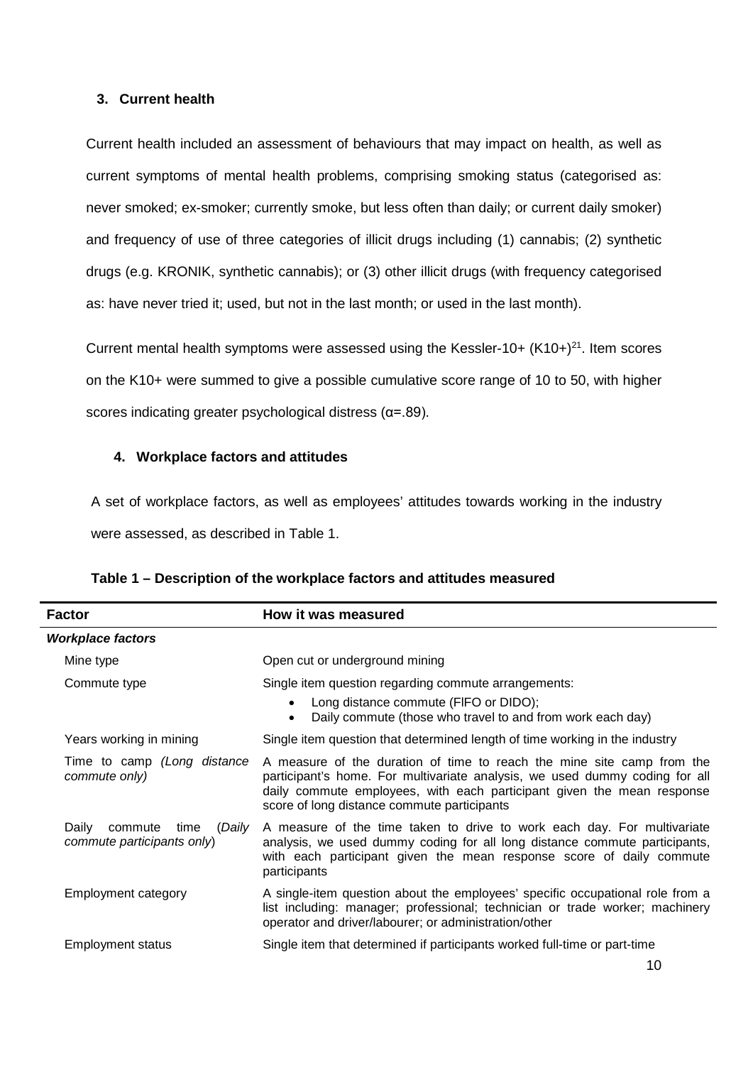### 3. Current health

Current health included an assessment of behaviours that may impact on health, as well as current symptoms of mental health problems, comprising smoking status (categorised as: never smoked; ex-smoker; currently smoke, but less often than daily; or current daily smoker) and frequency of use of three categories of illicit drugs including (1) cannabis; (2) synthetic drugs (e.g. KRONIK, synthetic cannabis); or (3) other illicit drugs (with frequency categorised as: have never tried it; used, but not in the last month; or used in the last month).

Current mental health symptoms were assessed using the Kessler-10+ (K10+)[21]. Item scores on the K10+ were summed to give a possible cumulative score range of 10 to 50, with higher scores indicating greater psychological distress ($\alpha$=.89).

### 4. Workplace factors and attitudes

A set of workplace factors, as well as employees' attitudes towards working in the industry were assessed, as described in Table 1.

**Table 1 – Description of the workplace factors and attitudes measured**

| Factor | How it was measured |
|---|---|
| ***Workplace factors*** | |
| Mine type | Open cut or underground mining |
| Commute type | Single item question regarding commute arrangements:<br>• Long distance commute (FIFO or DIDO);<br>• Daily commute (those who travel to and from work each day) |
| Years working in mining | Single item question that determined length of time working in the industry |
| Time to camp *(Long distance commute only)* | A measure of the duration of time to reach the mine site camp from the participant's home. For multivariate analysis, we used dummy coding for all daily commute employees, with each participant given the mean response score of long distance commute participants |
| Daily commute time (*Daily commute participants only*) | A measure of the time taken to drive to work each day. For multivariate analysis, we used dummy coding for all long distance commute participants, with each participant given the mean response score of daily commute participants |
| Employment category | A single-item question about the employees' specific occupational role from a list including: manager; professional; technician or trade worker; machinery operator and driver/labourer; or administration/other |
| Employment status | Single item that determined if participants worked full-time or part-time |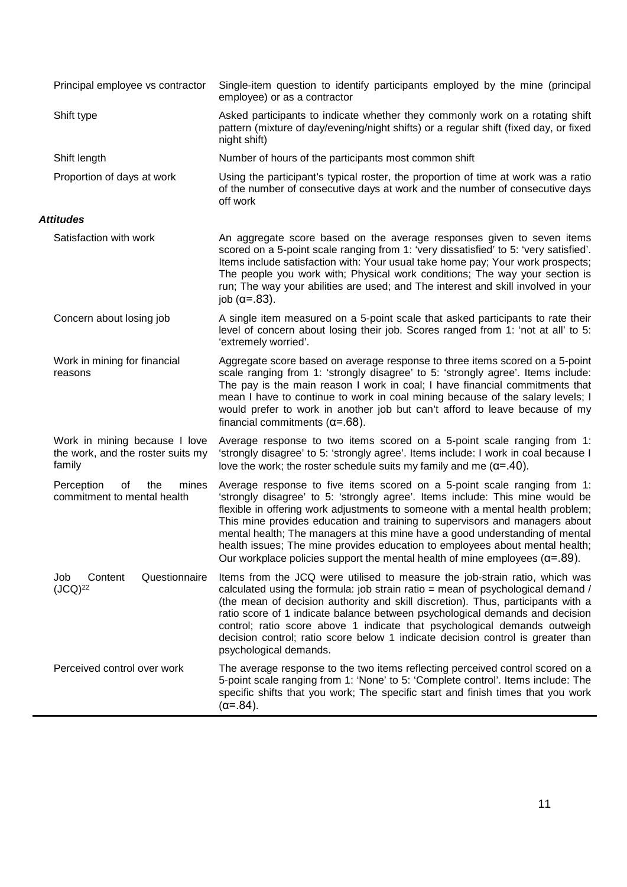| | |
|---|---|
| Principal employee vs contractor | Single-item question to identify participants employed by the mine (principal employee) or as a contractor |
| Shift type | Asked participants to indicate whether they commonly work on a rotating shift pattern (mixture of day/evening/night shifts) or a regular shift (fixed day, or fixed night shift) |
| Shift length | Number of hours of the participants most common shift |
| Proportion of days at work | Using the participant's typical roster, the proportion of time at work was a ratio of the number of consecutive days at work and the number of consecutive days off work |
| ***Attitudes*** | |
| Satisfaction with work | An aggregate score based on the average responses given to seven items scored on a 5-point scale ranging from 1: 'very dissatisfied' to 5: 'very satisfied'. Items include satisfaction with: Your usual take home pay; Your work prospects; The people you work with; Physical work conditions; The way your section is run; The way your abilities are used; and The interest and skill involved in your job ($\alpha$=.83). |
| Concern about losing job | A single item measured on a 5-point scale that asked participants to rate their level of concern about losing their job. Scores ranged from 1: 'not at all' to 5: 'extremely worried'. |
| Work in mining for financial reasons | Aggregate score based on average response to three items scored on a 5-point scale ranging from 1: 'strongly disagree' to 5: 'strongly agree'. Items include: The pay is the main reason I work in coal; I have financial commitments that mean I have to continue to work in coal mining because of the salary levels; I would prefer to work in another job but can't afford to leave because of my financial commitments ($\alpha$=.68). |
| Work in mining because I love the work, and the roster suits my family | Average response to two items scored on a 5-point scale ranging from 1: 'strongly disagree' to 5: 'strongly agree'. Items include: I work in coal because I love the work; the roster schedule suits my family and me ($\alpha$=.40). |
| Perception of the mines commitment to mental health | Average response to five items scored on a 5-point scale ranging from 1: 'strongly disagree' to 5: 'strongly agree'. Items include: This mine would be flexible in offering work adjustments to someone with a mental health problem; This mine provides education and training to supervisors and managers about mental health; The managers at this mine have a good understanding of mental health issues; The mine provides education to employees about mental health; Our workplace policies support the mental health of mine employees ($\alpha$=.89). |
| Job Content Questionnaire (JCQ)[22] | Items from the JCQ were utilised to measure the job-strain ratio, which was calculated using the formula: job strain ratio = mean of psychological demand / (the mean of decision authority and skill discretion). Thus, participants with a ratio score of 1 indicate balance between psychological demands and decision control; ratio score above 1 indicate that psychological demands outweigh decision control; ratio score below 1 indicate decision control is greater than psychological demands. |
| Perceived control over work | The average response to the two items reflecting perceived control scored on a 5-point scale ranging from 1: 'None' to 5: 'Complete control'. Items include: The specific shifts that you work; The specific start and finish times that you work ($\alpha$=.84). |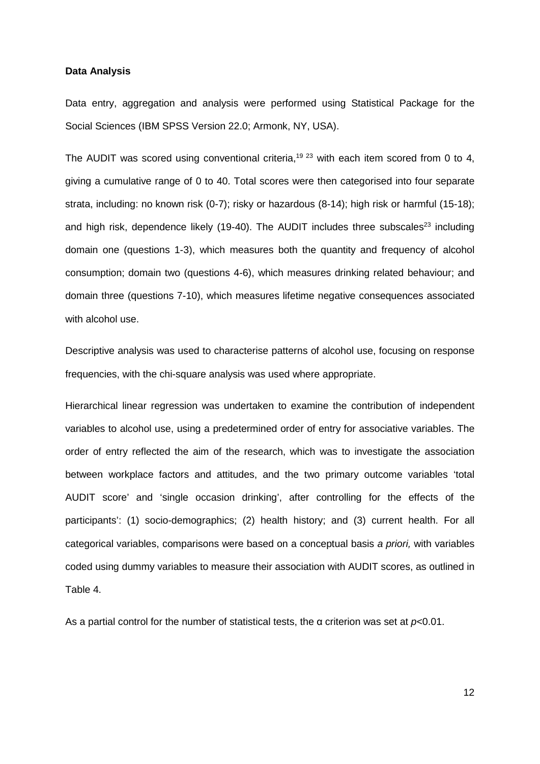**Data Analysis**

Data entry, aggregation and analysis were performed using Statistical Package for the Social Sciences (IBM SPSS Version 22.0; Armonk, NY, USA).

The AUDIT was scored using conventional criteria,[19 23] with each item scored from 0 to 4, giving a cumulative range of 0 to 40. Total scores were then categorised into four separate strata, including: no known risk (0-7); risky or hazardous (8-14); high risk or harmful (15-18); and high risk, dependence likely (19-40). The AUDIT includes three subscales[23] including domain one (questions 1-3), which measures both the quantity and frequency of alcohol consumption; domain two (questions 4-6), which measures drinking related behaviour; and domain three (questions 7-10), which measures lifetime negative consequences associated with alcohol use.

Descriptive analysis was used to characterise patterns of alcohol use, focusing on response frequencies, with the chi-square analysis was used where appropriate.

Hierarchical linear regression was undertaken to examine the contribution of independent variables to alcohol use, using a predetermined order of entry for associative variables. The order of entry reflected the aim of the research, which was to investigate the association between workplace factors and attitudes, and the two primary outcome variables 'total AUDIT score' and 'single occasion drinking', after controlling for the effects of the participants': (1) socio-demographics; (2) health history; and (3) current health. For all categorical variables, comparisons were based on a conceptual basis *a priori,* with variables coded using dummy variables to measure their association with AUDIT scores, as outlined in Table 4.

As a partial control for the number of statistical tests, the α criterion was set at $p<0.01$.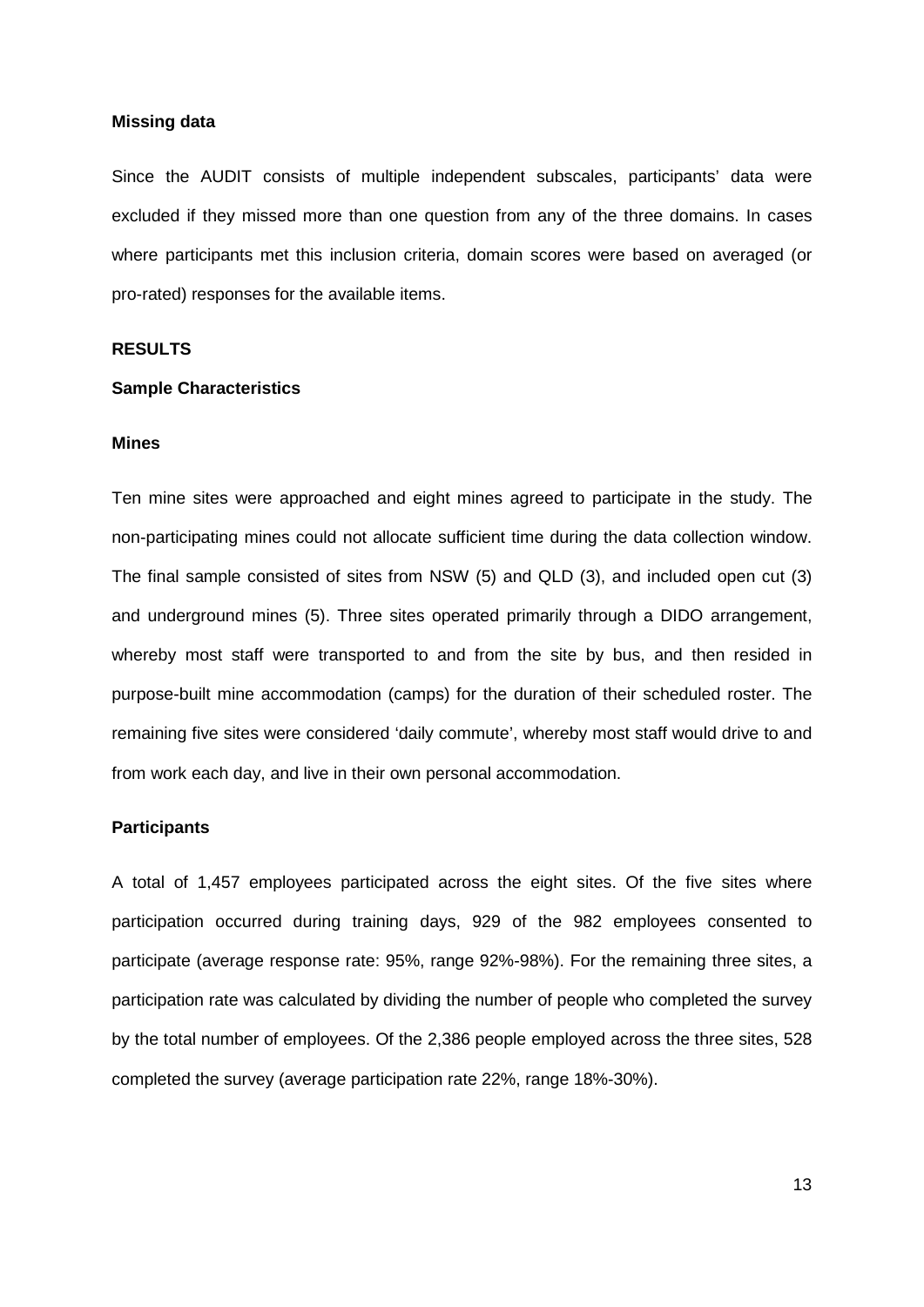### Missing data

Since the AUDIT consists of multiple independent subscales, participants' data were excluded if they missed more than one question from any of the three domains. In cases where participants met this inclusion criteria, domain scores were based on averaged (or pro-rated) responses for the available items.

## RESULTS

### Sample Characteristics

### Mines

Ten mine sites were approached and eight mines agreed to participate in the study. The non-participating mines could not allocate sufficient time during the data collection window. The final sample consisted of sites from NSW (5) and QLD (3), and included open cut (3) and underground mines (5). Three sites operated primarily through a DIDO arrangement, whereby most staff were transported to and from the site by bus, and then resided in purpose-built mine accommodation (camps) for the duration of their scheduled roster. The remaining five sites were considered 'daily commute', whereby most staff would drive to and from work each day, and live in their own personal accommodation.

### Participants

A total of 1,457 employees participated across the eight sites. Of the five sites where participation occurred during training days, 929 of the 982 employees consented to participate (average response rate: 95%, range 92%-98%). For the remaining three sites, a participation rate was calculated by dividing the number of people who completed the survey by the total number of employees. Of the 2,386 people employed across the three sites, 528 completed the survey (average participation rate 22%, range 18%-30%).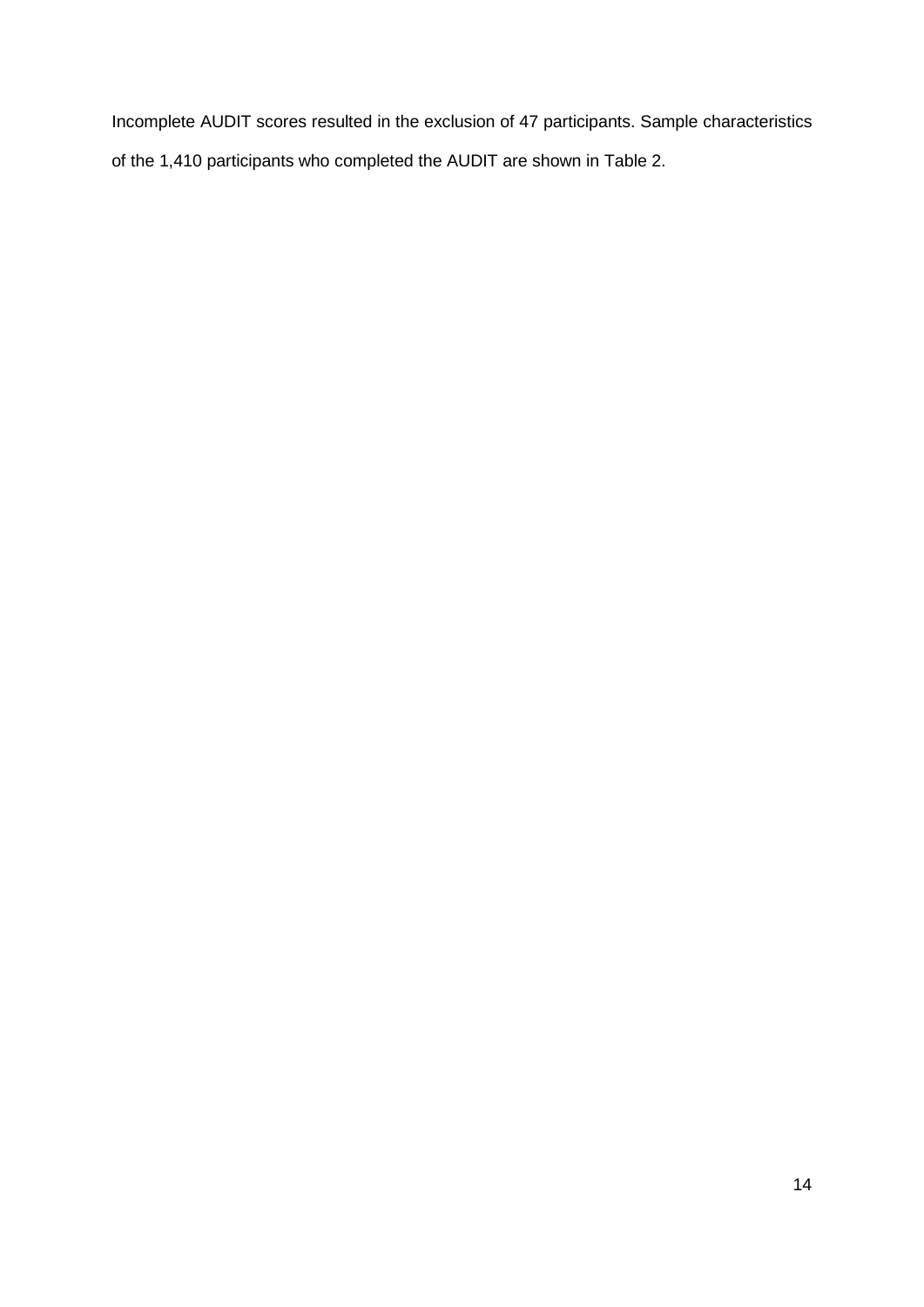Incomplete AUDIT scores resulted in the exclusion of 47 participants. Sample characteristics of the 1,410 participants who completed the AUDIT are shown in Table 2.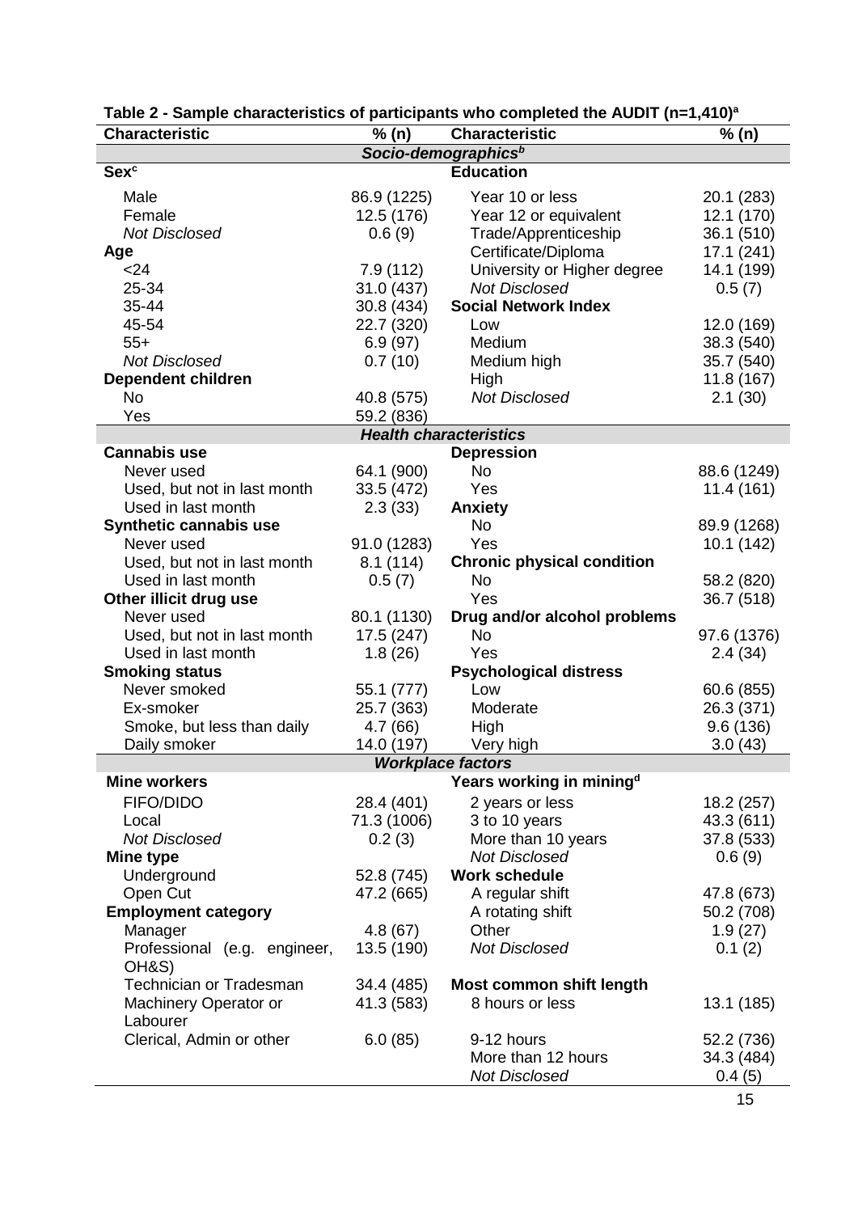**Table 2 - Sample characteristics of participants who completed the AUDIT (n=1,410)[a]**

| Characteristic | % (n) | Characteristic | % (n) |
|---|---|---|---|
| ***Socio-demographics[b]*** | | | |
| **Sex[c]** | | **Education** | |
| Male | 86.9 (1225) | Year 10 or less | 20.1 (283) |
| Female | 12.5 (176) | Year 12 or equivalent | 12.1 (170) |
| *Not Disclosed* | 0.6 (9) | Trade/Apprenticeship | 36.1 (510) |
| **Age** | | Certificate/Diploma | 17.1 (241) |
| <24 | 7.9 (112) | University or Higher degree | 14.1 (199) |
| 25-34 | 31.0 (437) | *Not Disclosed* | 0.5 (7) |
| 35-44 | 30.8 (434) | **Social Network Index** | |
| 45-54 | 22.7 (320) | Low | 12.0 (169) |
| 55+ | 6.9 (97) | Medium | 38.3 (540) |
| *Not Disclosed* | 0.7 (10) | Medium high | 35.7 (540) |
| **Dependent children** | | High | 11.8 (167) |
| No | 40.8 (575) | *Not Disclosed* | 2.1 (30) |
| Yes | 59.2 (836) | | |
| ***Health characteristics*** | | | |
| **Cannabis use** | | **Depression** | |
| Never used | 64.1 (900) | No | 88.6 (1249) |
| Used, but not in last month | 33.5 (472) | Yes | 11.4 (161) |
| Used in last month | 2.3 (33) | **Anxiety** | |
| **Synthetic cannabis use** | | No | 89.9 (1268) |
| Never used | 91.0 (1283) | Yes | 10.1 (142) |
| Used, but not in last month | 8.1 (114) | **Chronic physical condition** | |
| Used in last month | 0.5 (7) | No | 58.2 (820) |
| **Other illicit drug use** | | Yes | 36.7 (518) |
| Never used | 80.1 (1130) | **Drug and/or alcohol problems** | |
| Used, but not in last month | 17.5 (247) | No | 97.6 (1376) |
| Used in last month | 1.8 (26) | Yes | 2.4 (34) |
| **Smoking status** | | **Psychological distress** | |
| Never smoked | 55.1 (777) | Low | 60.6 (855) |
| Ex-smoker | 25.7 (363) | Moderate | 26.3 (371) |
| Smoke, but less than daily | 4.7 (66) | High | 9.6 (136) |
| Daily smoker | 14.0 (197) | Very high | 3.0 (43) |
| ***Workplace factors*** | | | |
| **Mine workers** | | **Years working in mining[d]** | |
| FIFO/DIDO | 28.4 (401) | 2 years or less | 18.2 (257) |
| Local | 71.3 (1006) | 3 to 10 years | 43.3 (611) |
| *Not Disclosed* | 0.2 (3) | More than 10 years | 37.8 (533) |
| **Mine type** | | *Not Disclosed* | 0.6 (9) |
| Underground | 52.8 (745) | **Work schedule** | |
| Open Cut | 47.2 (665) | A regular shift | 47.8 (673) |
| **Employment category** | | A rotating shift | 50.2 (708) |
| Manager | 4.8 (67) | Other | 1.9 (27) |
| Professional (e.g. engineer, OH&S) | 13.5 (190) | *Not Disclosed* | 0.1 (2) |
| Technician or Tradesman | 34.4 (485) | **Most common shift length** | |
| Machinery Operator or Labourer | 41.3 (583) | 8 hours or less | 13.1 (185) |
| Clerical, Admin or other | 6.0 (85) | 9-12 hours | 52.2 (736) |
| | | More than 12 hours | 34.3 (484) |
| | | *Not Disclosed* | 0.4 (5) |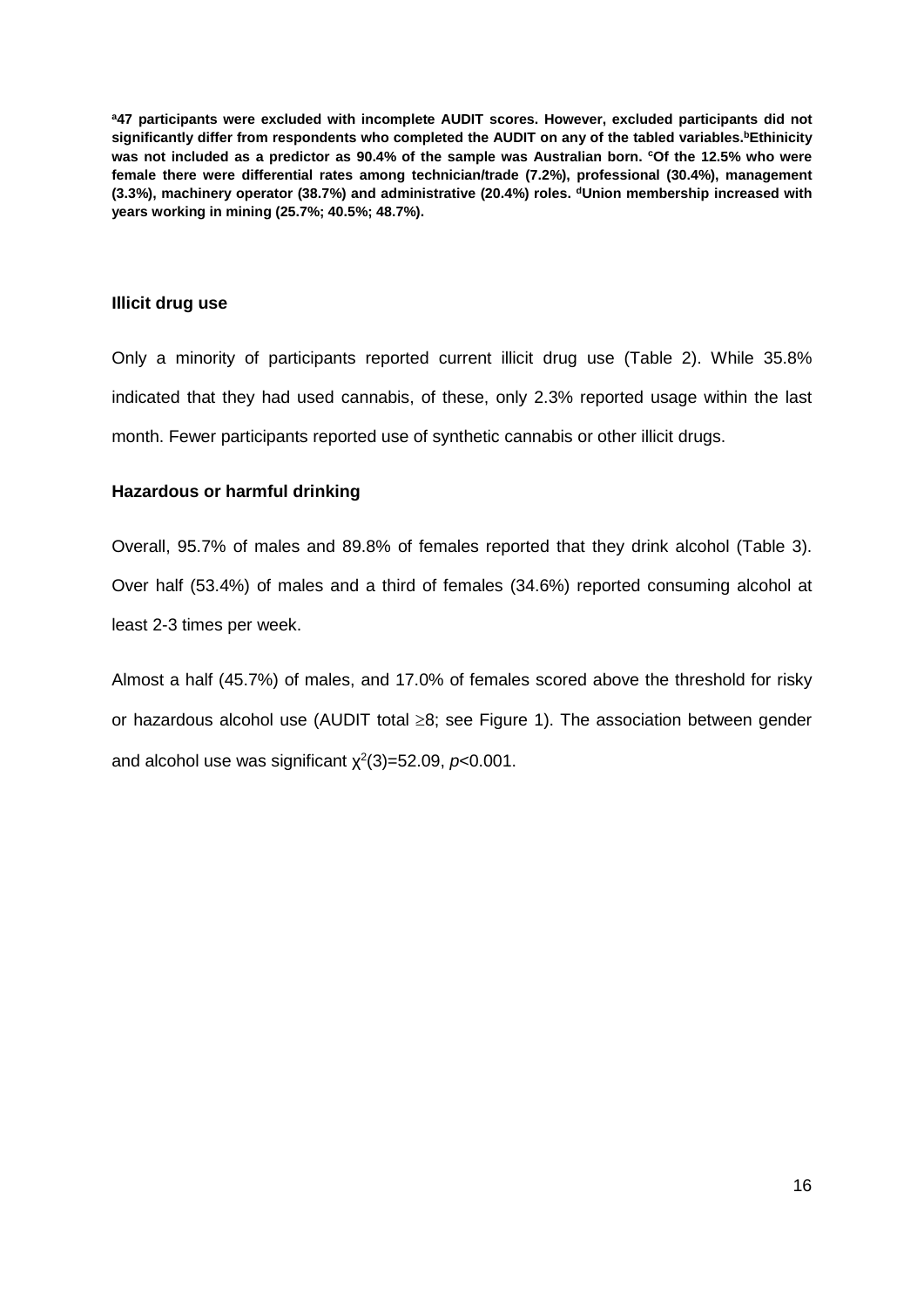**[a]47 participants were excluded with incomplete AUDIT scores. However, excluded participants did not significantly differ from respondents who completed the AUDIT on any of the tabled variables.[b]Ethinicity was not included as a predictor as 90.4% of the sample was Australian born. [c]Of the 12.5% who were female there were differential rates among technician/trade (7.2%), professional (30.4%), management (3.3%), machinery operator (38.7%) and administrative (20.4%) roles. [d]Union membership increased with years working in mining (25.7%; 40.5%; 48.7%).**

### Illicit drug use

Only a minority of participants reported current illicit drug use (Table 2). While 35.8% indicated that they had used cannabis, of these, only 2.3% reported usage within the last month. Fewer participants reported use of synthetic cannabis or other illicit drugs.

### Hazardous or harmful drinking

Overall, 95.7% of males and 89.8% of females reported that they drink alcohol (Table 3). Over half (53.4%) of males and a third of females (34.6%) reported consuming alcohol at least 2-3 times per week.

Almost a half (45.7%) of males, and 17.0% of females scored above the threshold for risky or hazardous alcohol use (AUDIT total $\geq 8$; see Figure 1). The association between gender and alcohol use was significant $\chi^2(3)=52.09$, $p<0.001$.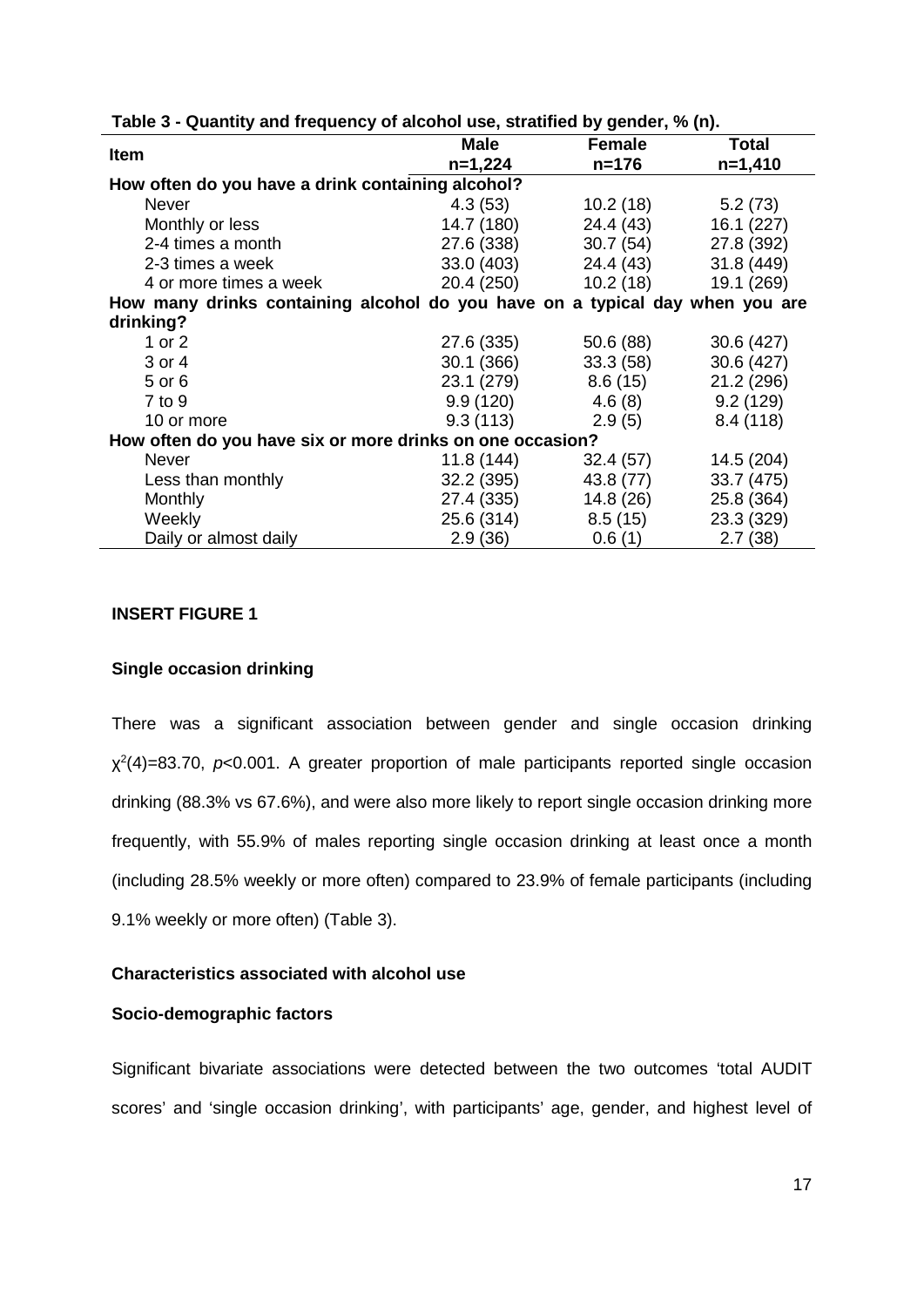**Table 3 - Quantity and frequency of alcohol use, stratified by gender, % (n).**

| Item | Male n=1,224 | Female n=176 | Total n=1,410 |
|---|---|---|---|
| **How often do you have a drink containing alcohol?** | | | |
| Never | 4.3 (53) | 10.2 (18) | 5.2 (73) |
| Monthly or less | 14.7 (180) | 24.4 (43) | 16.1 (227) |
| 2-4 times a month | 27.6 (338) | 30.7 (54) | 27.8 (392) |
| 2-3 times a week | 33.0 (403) | 24.4 (43) | 31.8 (449) |
| 4 or more times a week | 20.4 (250) | 10.2 (18) | 19.1 (269) |
| **How many drinks containing alcohol do you have on a typical day when you are drinking?** | | | |
| 1 or 2 | 27.6 (335) | 50.6 (88) | 30.6 (427) |
| 3 or 4 | 30.1 (366) | 33.3 (58) | 30.6 (427) |
| 5 or 6 | 23.1 (279) | 8.6 (15) | 21.2 (296) |
| 7 to 9 | 9.9 (120) | 4.6 (8) | 9.2 (129) |
| 10 or more | 9.3 (113) | 2.9 (5) | 8.4 (118) |
| **How often do you have six or more drinks on one occasion?** | | | |
| Never | 11.8 (144) | 32.4 (57) | 14.5 (204) |
| Less than monthly | 32.2 (395) | 43.8 (77) | 33.7 (475) |
| Monthly | 27.4 (335) | 14.8 (26) | 25.8 (364) |
| Weekly | 25.6 (314) | 8.5 (15) | 23.3 (329) |
| Daily or almost daily | 2.9 (36) | 0.6 (1) | 2.7 (38) |

**INSERT FIGURE 1**

### Single occasion drinking

There was a significant association between gender and single occasion drinking $\chi^2(4)=83.70$, $p<0.001$. A greater proportion of male participants reported single occasion drinking (88.3% vs 67.6%), and were also more likely to report single occasion drinking more frequently, with 55.9% of males reporting single occasion drinking at least once a month (including 28.5% weekly or more often) compared to 23.9% of female participants (including 9.1% weekly or more often) (Table 3).

### Characteristics associated with alcohol use

#### Socio-demographic factors

Significant bivariate associations were detected between the two outcomes 'total AUDIT scores' and 'single occasion drinking', with participants' age, gender, and highest level of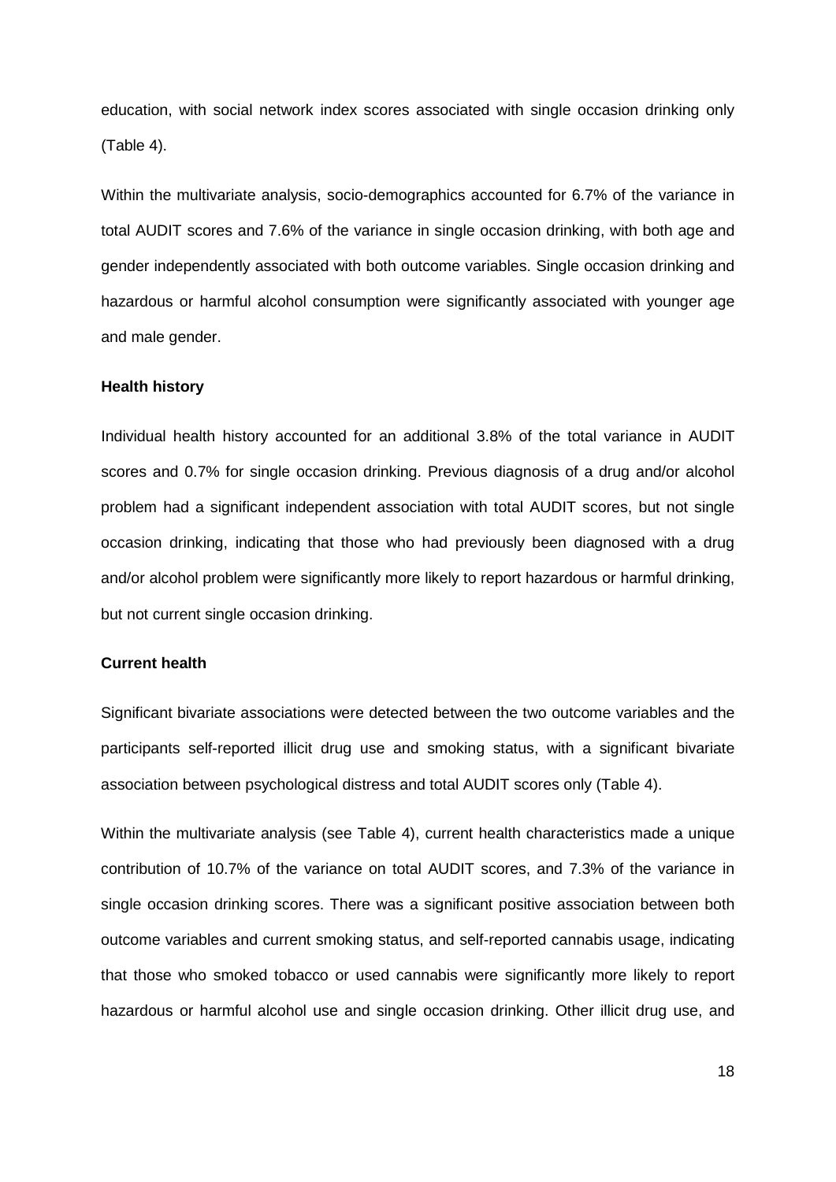education, with social network index scores associated with single occasion drinking only (Table 4).

Within the multivariate analysis, socio-demographics accounted for 6.7% of the variance in total AUDIT scores and 7.6% of the variance in single occasion drinking, with both age and gender independently associated with both outcome variables. Single occasion drinking and hazardous or harmful alcohol consumption were significantly associated with younger age and male gender.

**Health history**

Individual health history accounted for an additional 3.8% of the total variance in AUDIT scores and 0.7% for single occasion drinking. Previous diagnosis of a drug and/or alcohol problem had a significant independent association with total AUDIT scores, but not single occasion drinking, indicating that those who had previously been diagnosed with a drug and/or alcohol problem were significantly more likely to report hazardous or harmful drinking, but not current single occasion drinking.

**Current health**

Significant bivariate associations were detected between the two outcome variables and the participants self-reported illicit drug use and smoking status, with a significant bivariate association between psychological distress and total AUDIT scores only (Table 4).

Within the multivariate analysis (see Table 4), current health characteristics made a unique contribution of 10.7% of the variance on total AUDIT scores, and 7.3% of the variance in single occasion drinking scores. There was a significant positive association between both outcome variables and current smoking status, and self-reported cannabis usage, indicating that those who smoked tobacco or used cannabis were significantly more likely to report hazardous or harmful alcohol use and single occasion drinking. Other illicit drug use, and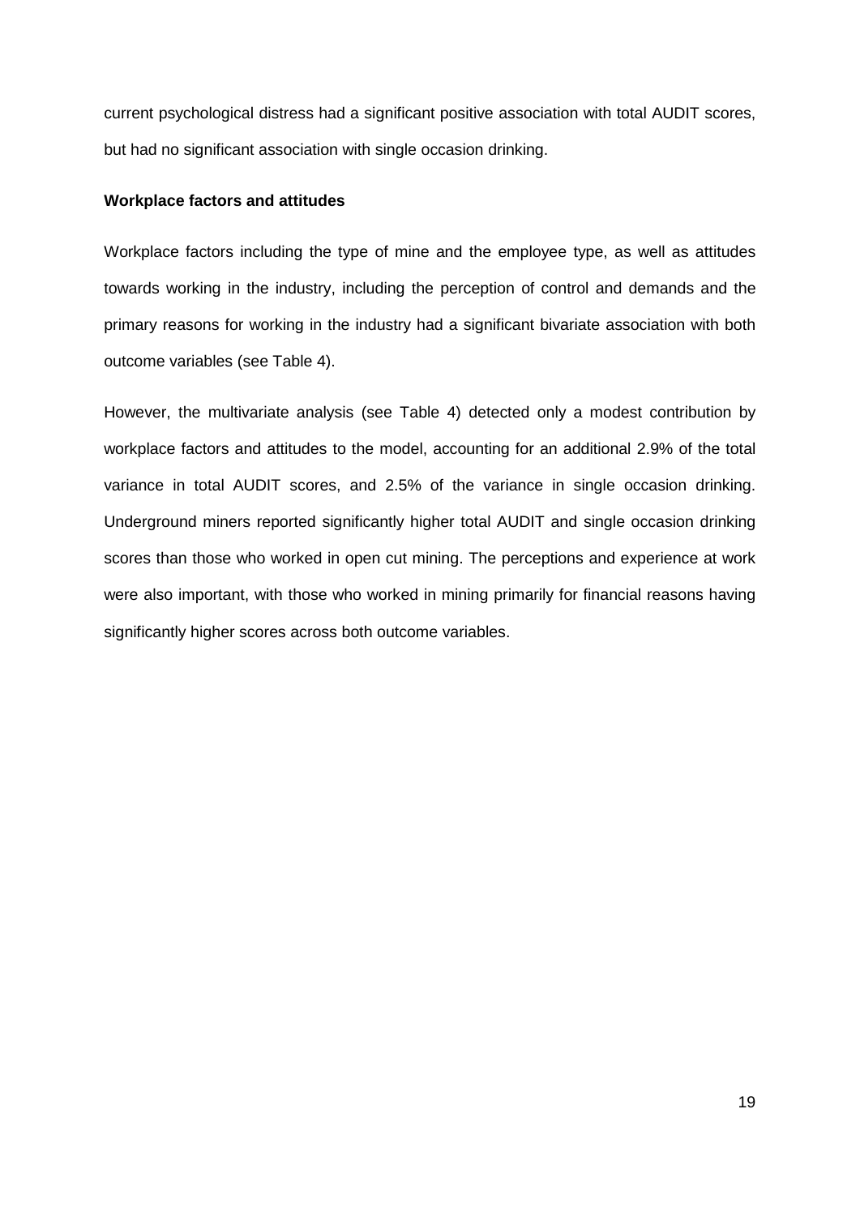current psychological distress had a significant positive association with total AUDIT scores, but had no significant association with single occasion drinking.

**Workplace factors and attitudes**

Workplace factors including the type of mine and the employee type, as well as attitudes towards working in the industry, including the perception of control and demands and the primary reasons for working in the industry had a significant bivariate association with both outcome variables (see Table 4).

However, the multivariate analysis (see Table 4) detected only a modest contribution by workplace factors and attitudes to the model, accounting for an additional 2.9% of the total variance in total AUDIT scores, and 2.5% of the variance in single occasion drinking. Underground miners reported significantly higher total AUDIT and single occasion drinking scores than those who worked in open cut mining. The perceptions and experience at work were also important, with those who worked in mining primarily for financial reasons having significantly higher scores across both outcome variables.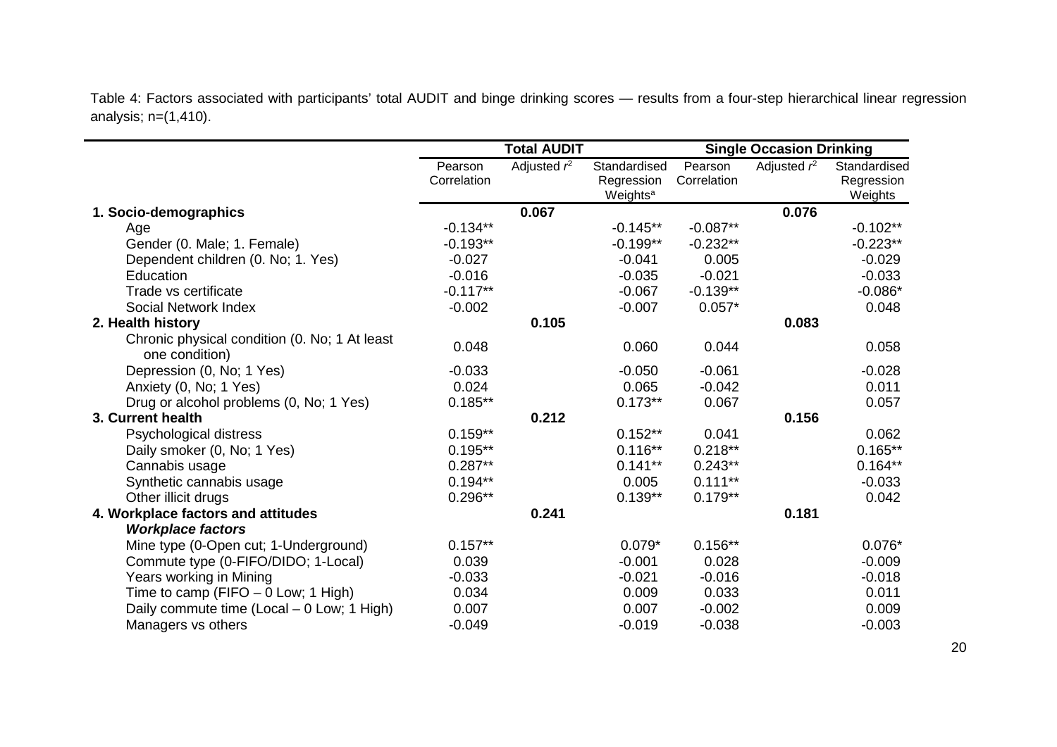Table 4: Factors associated with participants' total AUDIT and binge drinking scores — results from a four-step hierarchical linear regression analysis; n=(1,410).

| | Total AUDIT | | | Single Occasion Drinking | | |
|---|---|---|---|---|---|---|
| | Pearson Correlation | Adjusted $r^2$ | Standardised Regression Weights[a] | Pearson Correlation | Adjusted $r^2$ | Standardised Regression Weights |
| **1. Socio-demographics** | | **0.067** | | | **0.076** | |
| Age | -0.134** | | -0.145** | -0.087** | | -0.102** |
| Gender (0. Male; 1. Female) | -0.193** | | -0.199** | -0.232** | | -0.223** |
| Dependent children (0. No; 1. Yes) | -0.027 | | -0.041 | 0.005 | | -0.029 |
| Education | -0.016 | | -0.035 | -0.021 | | -0.033 |
| Trade vs certificate | -0.117** | | -0.067 | -0.139** | | -0.086* |
| Social Network Index | -0.002 | | -0.007 | 0.057* | | 0.048 |
| **2. Health history** | | **0.105** | | | **0.083** | |
| Chronic physical condition (0. No; 1 At least one condition) | 0.048 | | 0.060 | 0.044 | | 0.058 |
| Depression (0, No; 1 Yes) | -0.033 | | -0.050 | -0.061 | | -0.028 |
| Anxiety (0, No; 1 Yes) | 0.024 | | 0.065 | -0.042 | | 0.011 |
| Drug or alcohol problems (0, No; 1 Yes) | 0.185** | | 0.173** | 0.067 | | 0.057 |
| **3. Current health** | | **0.212** | | | **0.156** | |
| Psychological distress | 0.159** | | 0.152** | 0.041 | | 0.062 |
| Daily smoker (0, No; 1 Yes) | 0.195** | | 0.116** | 0.218** | | 0.165** |
| Cannabis usage | 0.287** | | 0.141** | 0.243** | | 0.164** |
| Synthetic cannabis usage | 0.194** | | 0.005 | 0.111** | | -0.033 |
| Other illicit drugs | 0.296** | | 0.139** | 0.179** | | 0.042 |
| **4. Workplace factors and attitudes** | | **0.241** | | | **0.181** | |
| ***Workplace factors*** | | | | | | |
| Mine type (0-Open cut; 1-Underground) | 0.157** | | 0.079* | 0.156** | | 0.076* |
| Commute type (0-FIFO/DIDO; 1-Local) | 0.039 | | -0.001 | 0.028 | | -0.009 |
| Years working in Mining | -0.033 | | -0.021 | -0.016 | | -0.018 |
| Time to camp (FIFO – 0 Low; 1 High) | 0.034 | | 0.009 | 0.033 | | 0.011 |
| Daily commute time (Local – 0 Low; 1 High) | 0.007 | | 0.007 | -0.002 | | 0.009 |
| Managers vs others | -0.049 | | -0.019 | -0.038 | | -0.003 |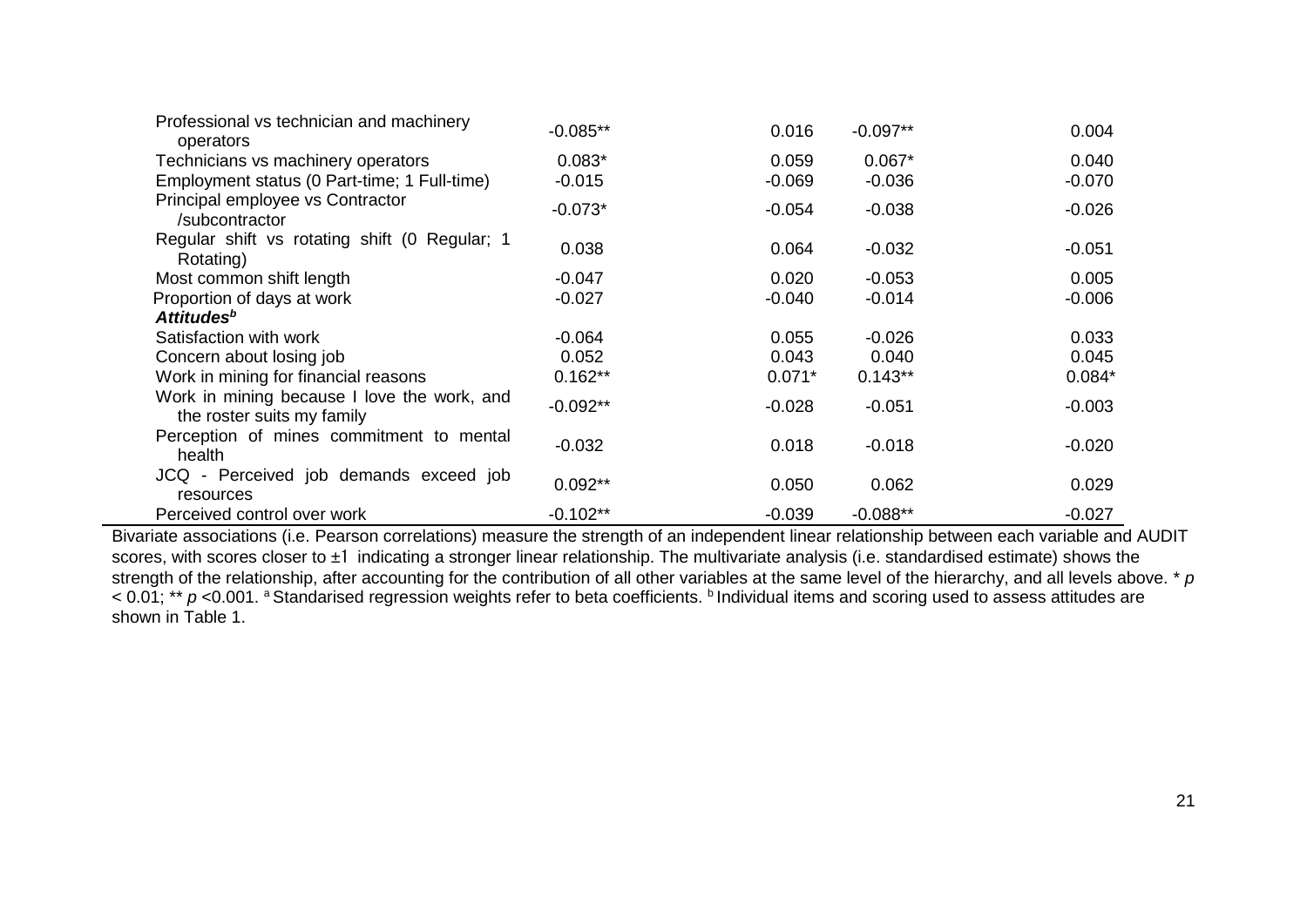| | | | | |
|---|---|---|---|---|
| Professional vs technician and machinery operators | -0.085** | 0.016 | -0.097** | 0.004 |
| Technicians vs machinery operators | 0.083* | 0.059 | 0.067* | 0.040 |
| Employment status (0 Part-time; 1 Full-time) | -0.015 | -0.069 | -0.036 | -0.070 |
| Principal employee vs Contractor /subcontractor | -0.073* | -0.054 | -0.038 | -0.026 |
| Regular shift vs rotating shift (0 Regular; 1 Rotating) | 0.038 | 0.064 | -0.032 | -0.051 |
| Most common shift length | -0.047 | 0.020 | -0.053 | 0.005 |
| Proportion of days at work | -0.027 | -0.040 | -0.014 | -0.006 |
| ***Attitudes***[b] | | | | |
| Satisfaction with work | -0.064 | 0.055 | -0.026 | 0.033 |
| Concern about losing job | 0.052 | 0.043 | 0.040 | 0.045 |
| Work in mining for financial reasons | 0.162** | 0.071* | 0.143** | 0.084* |
| Work in mining because I love the work, and the roster suits my family | -0.092** | -0.028 | -0.051 | -0.003 |
| Perception of mines commitment to mental health | -0.032 | 0.018 | -0.018 | -0.020 |
| JCQ - Perceived job demands exceed job resources | 0.092** | 0.050 | 0.062 | 0.029 |
| Perceived control over work | -0.102** | -0.039 | -0.088** | -0.027 |

Bivariate associations (i.e. Pearson correlations) measure the strength of an independent linear relationship between each variable and AUDIT scores, with scores closer to ±1 indicating a stronger linear relationship. The multivariate analysis (i.e. standardised estimate) shows the strength of the relationship, after accounting for the contribution of all other variables at the same level of the hierarchy, and all levels above. * $p < 0.01$; ** $p < 0.001$. [a] Standarised regression weights refer to beta coefficients. [b] Individual items and scoring used to assess attitudes are shown in Table 1.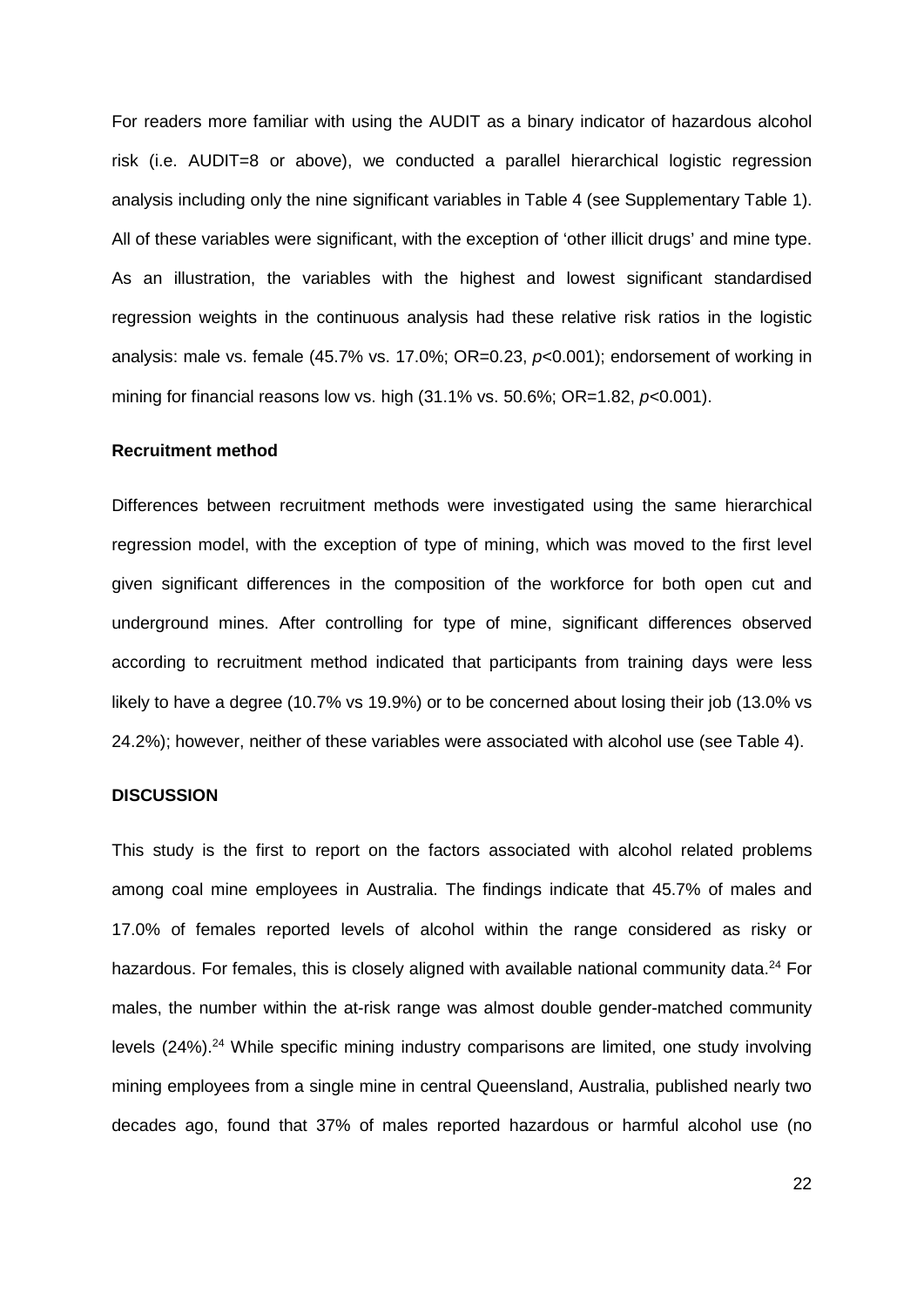For readers more familiar with using the AUDIT as a binary indicator of hazardous alcohol risk (i.e. AUDIT=8 or above), we conducted a parallel hierarchical logistic regression analysis including only the nine significant variables in Table 4 (see Supplementary Table 1). All of these variables were significant, with the exception of 'other illicit drugs' and mine type. As an illustration, the variables with the highest and lowest significant standardised regression weights in the continuous analysis had these relative risk ratios in the logistic analysis: male vs. female (45.7% vs. 17.0%; OR=0.23, $p<0.001$); endorsement of working in mining for financial reasons low vs. high (31.1% vs. 50.6%; OR=1.82, $p<0.001$).

### Recruitment method

Differences between recruitment methods were investigated using the same hierarchical regression model, with the exception of type of mining, which was moved to the first level given significant differences in the composition of the workforce for both open cut and underground mines. After controlling for type of mine, significant differences observed according to recruitment method indicated that participants from training days were less likely to have a degree (10.7% vs 19.9%) or to be concerned about losing their job (13.0% vs 24.2%); however, neither of these variables were associated with alcohol use (see Table 4).

## DISCUSSION

This study is the first to report on the factors associated with alcohol related problems among coal mine employees in Australia. The findings indicate that 45.7% of males and 17.0% of females reported levels of alcohol within the range considered as risky or hazardous. For females, this is closely aligned with available national community data.[24] For males, the number within the at-risk range was almost double gender-matched community levels (24%).[24] While specific mining industry comparisons are limited, one study involving mining employees from a single mine in central Queensland, Australia, published nearly two decades ago, found that 37% of males reported hazardous or harmful alcohol use (no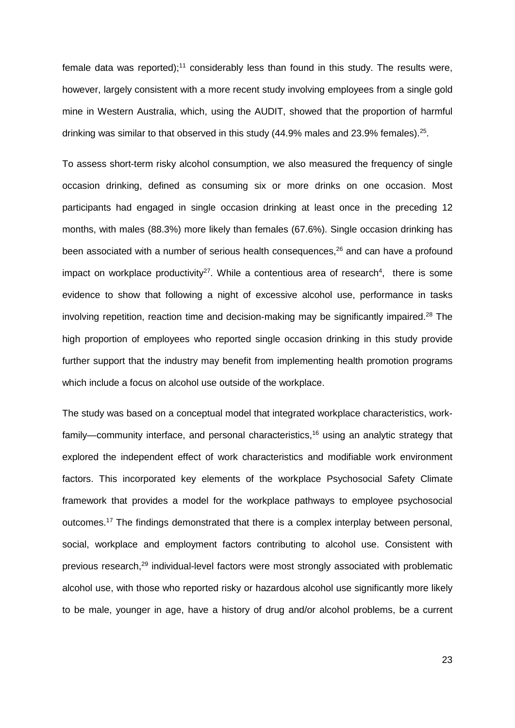female data was reported);[11] considerably less than found in this study. The results were, however, largely consistent with a more recent study involving employees from a single gold mine in Western Australia, which, using the AUDIT, showed that the proportion of harmful drinking was similar to that observed in this study (44.9% males and 23.9% females).[25].

To assess short-term risky alcohol consumption, we also measured the frequency of single occasion drinking, defined as consuming six or more drinks on one occasion. Most participants had engaged in single occasion drinking at least once in the preceding 12 months, with males (88.3%) more likely than females (67.6%). Single occasion drinking has been associated with a number of serious health consequences,[26] and can have a profound impact on workplace productivity[27]. While a contentious area of research[4], there is some evidence to show that following a night of excessive alcohol use, performance in tasks involving repetition, reaction time and decision-making may be significantly impaired.[28] The high proportion of employees who reported single occasion drinking in this study provide further support that the industry may benefit from implementing health promotion programs which include a focus on alcohol use outside of the workplace.

The study was based on a conceptual model that integrated workplace characteristics, work-family—community interface, and personal characteristics,[16] using an analytic strategy that explored the independent effect of work characteristics and modifiable work environment factors. This incorporated key elements of the workplace Psychosocial Safety Climate framework that provides a model for the workplace pathways to employee psychosocial outcomes.[17] The findings demonstrated that there is a complex interplay between personal, social, workplace and employment factors contributing to alcohol use. Consistent with previous research,[29] individual-level factors were most strongly associated with problematic alcohol use, with those who reported risky or hazardous alcohol use significantly more likely to be male, younger in age, have a history of drug and/or alcohol problems, be a current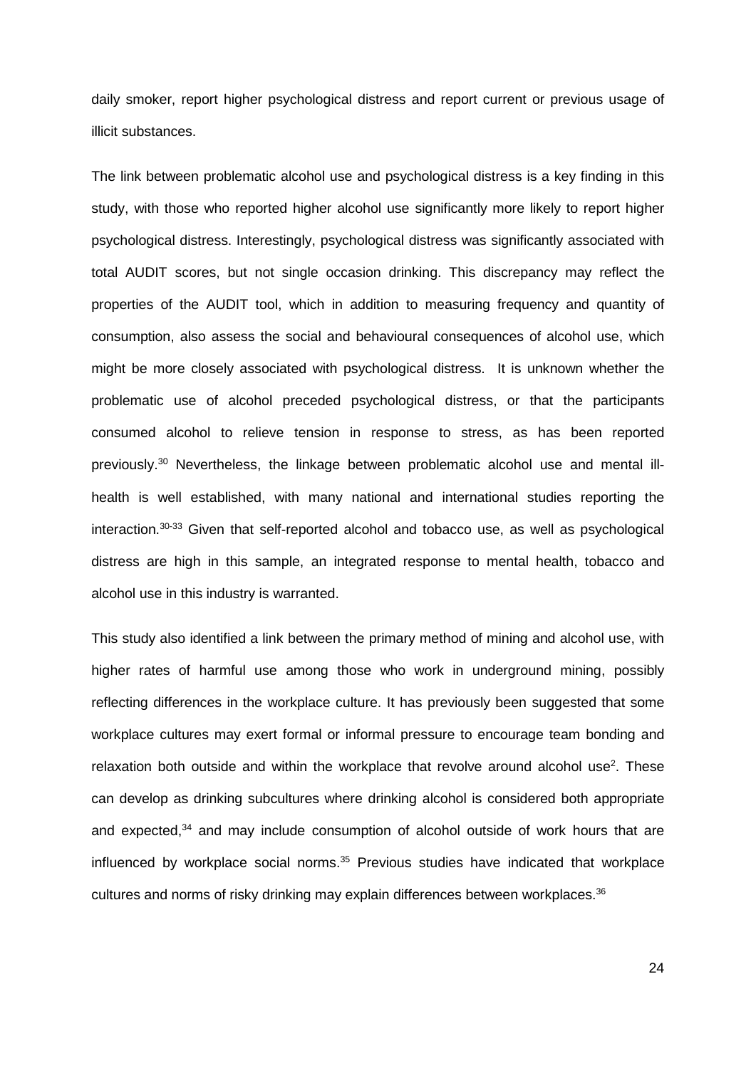daily smoker, report higher psychological distress and report current or previous usage of illicit substances.

The link between problematic alcohol use and psychological distress is a key finding in this study, with those who reported higher alcohol use significantly more likely to report higher psychological distress. Interestingly, psychological distress was significantly associated with total AUDIT scores, but not single occasion drinking. This discrepancy may reflect the properties of the AUDIT tool, which in addition to measuring frequency and quantity of consumption, also assess the social and behavioural consequences of alcohol use, which might be more closely associated with psychological distress. It is unknown whether the problematic use of alcohol preceded psychological distress, or that the participants consumed alcohol to relieve tension in response to stress, as has been reported previously.[30] Nevertheless, the linkage between problematic alcohol use and mental ill-health is well established, with many national and international studies reporting the interaction.[30-33] Given that self-reported alcohol and tobacco use, as well as psychological distress are high in this sample, an integrated response to mental health, tobacco and alcohol use in this industry is warranted.

This study also identified a link between the primary method of mining and alcohol use, with higher rates of harmful use among those who work in underground mining, possibly reflecting differences in the workplace culture. It has previously been suggested that some workplace cultures may exert formal or informal pressure to encourage team bonding and relaxation both outside and within the workplace that revolve around alcohol use[2]. These can develop as drinking subcultures where drinking alcohol is considered both appropriate and expected,[34] and may include consumption of alcohol outside of work hours that are influenced by workplace social norms.[35] Previous studies have indicated that workplace cultures and norms of risky drinking may explain differences between workplaces.[36]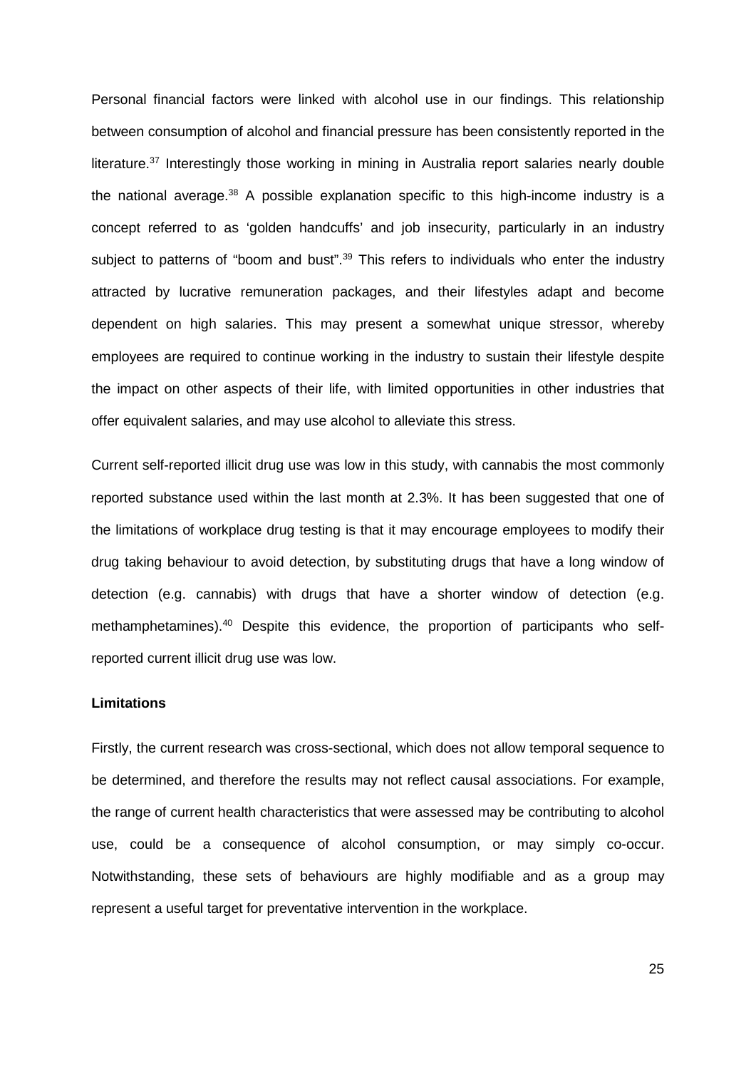Personal financial factors were linked with alcohol use in our findings. This relationship between consumption of alcohol and financial pressure has been consistently reported in the literature.[37] Interestingly those working in mining in Australia report salaries nearly double the national average.[38] A possible explanation specific to this high-income industry is a concept referred to as 'golden handcuffs' and job insecurity, particularly in an industry subject to patterns of "boom and bust".[39] This refers to individuals who enter the industry attracted by lucrative remuneration packages, and their lifestyles adapt and become dependent on high salaries. This may present a somewhat unique stressor, whereby employees are required to continue working in the industry to sustain their lifestyle despite the impact on other aspects of their life, with limited opportunities in other industries that offer equivalent salaries, and may use alcohol to alleviate this stress.

Current self-reported illicit drug use was low in this study, with cannabis the most commonly reported substance used within the last month at 2.3%. It has been suggested that one of the limitations of workplace drug testing is that it may encourage employees to modify their drug taking behaviour to avoid detection, by substituting drugs that have a long window of detection (e.g. cannabis) with drugs that have a shorter window of detection (e.g. methamphetamines).[40] Despite this evidence, the proportion of participants who self-reported current illicit drug use was low.

**Limitations**

Firstly, the current research was cross-sectional, which does not allow temporal sequence to be determined, and therefore the results may not reflect causal associations. For example, the range of current health characteristics that were assessed may be contributing to alcohol use, could be a consequence of alcohol consumption, or may simply co-occur. Notwithstanding, these sets of behaviours are highly modifiable and as a group may represent a useful target for preventative intervention in the workplace.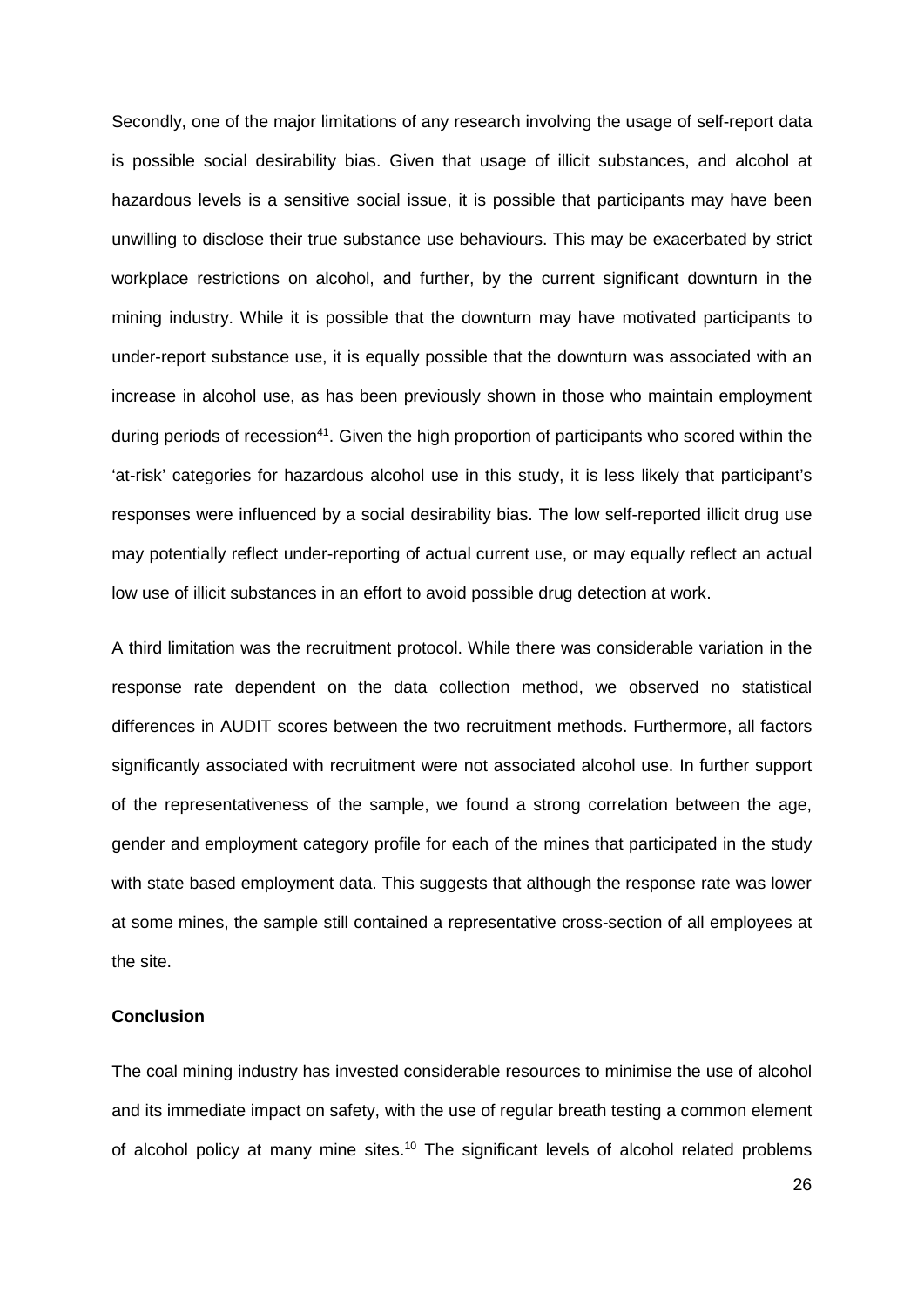Secondly, one of the major limitations of any research involving the usage of self-report data is possible social desirability bias. Given that usage of illicit substances, and alcohol at hazardous levels is a sensitive social issue, it is possible that participants may have been unwilling to disclose their true substance use behaviours. This may be exacerbated by strict workplace restrictions on alcohol, and further, by the current significant downturn in the mining industry. While it is possible that the downturn may have motivated participants to under-report substance use, it is equally possible that the downturn was associated with an increase in alcohol use, as has been previously shown in those who maintain employment during periods of recession[41]. Given the high proportion of participants who scored within the 'at-risk' categories for hazardous alcohol use in this study, it is less likely that participant's responses were influenced by a social desirability bias. The low self-reported illicit drug use may potentially reflect under-reporting of actual current use, or may equally reflect an actual low use of illicit substances in an effort to avoid possible drug detection at work.

A third limitation was the recruitment protocol. While there was considerable variation in the response rate dependent on the data collection method, we observed no statistical differences in AUDIT scores between the two recruitment methods. Furthermore, all factors significantly associated with recruitment were not associated alcohol use. In further support of the representativeness of the sample, we found a strong correlation between the age, gender and employment category profile for each of the mines that participated in the study with state based employment data. This suggests that although the response rate was lower at some mines, the sample still contained a representative cross-section of all employees at the site.

**Conclusion**

The coal mining industry has invested considerable resources to minimise the use of alcohol and its immediate impact on safety, with the use of regular breath testing a common element of alcohol policy at many mine sites.[10] The significant levels of alcohol related problems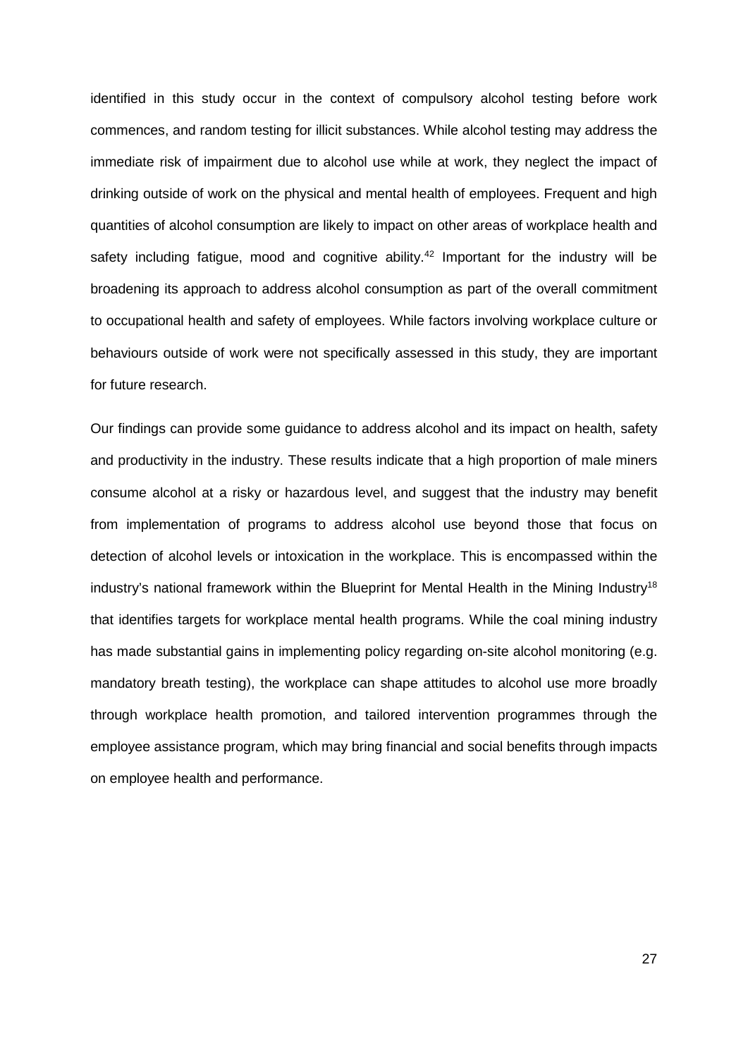identified in this study occur in the context of compulsory alcohol testing before work commences, and random testing for illicit substances. While alcohol testing may address the immediate risk of impairment due to alcohol use while at work, they neglect the impact of drinking outside of work on the physical and mental health of employees. Frequent and high quantities of alcohol consumption are likely to impact on other areas of workplace health and safety including fatigue, mood and cognitive ability.[42] Important for the industry will be broadening its approach to address alcohol consumption as part of the overall commitment to occupational health and safety of employees. While factors involving workplace culture or behaviours outside of work were not specifically assessed in this study, they are important for future research.

Our findings can provide some guidance to address alcohol and its impact on health, safety and productivity in the industry. These results indicate that a high proportion of male miners consume alcohol at a risky or hazardous level, and suggest that the industry may benefit from implementation of programs to address alcohol use beyond those that focus on detection of alcohol levels or intoxication in the workplace. This is encompassed within the industry's national framework within the Blueprint for Mental Health in the Mining Industry[18] that identifies targets for workplace mental health programs. While the coal mining industry has made substantial gains in implementing policy regarding on-site alcohol monitoring (e.g. mandatory breath testing), the workplace can shape attitudes to alcohol use more broadly through workplace health promotion, and tailored intervention programmes through the employee assistance program, which may bring financial and social benefits through impacts on employee health and performance.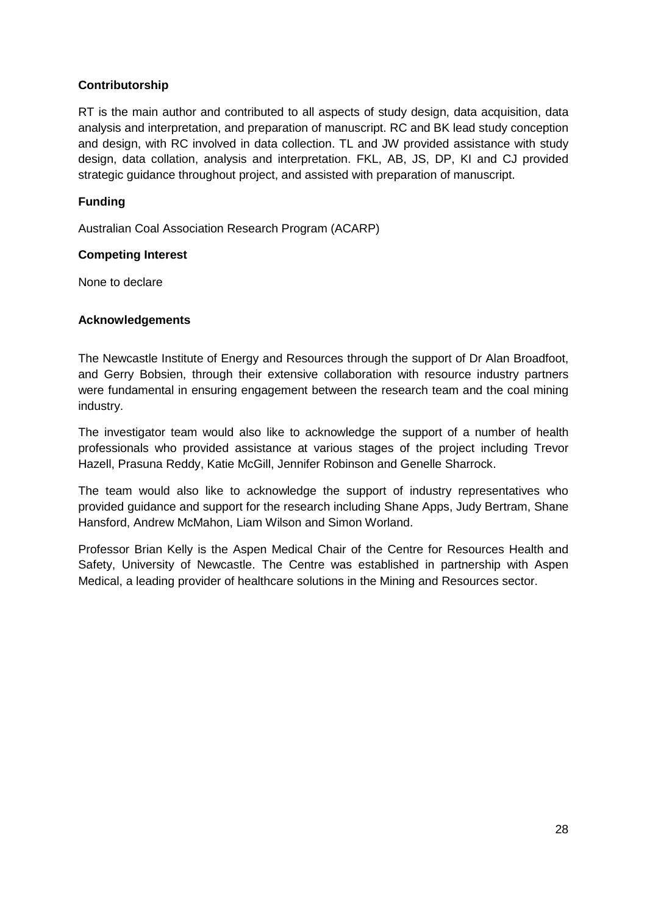**Contributorship**

RT is the main author and contributed to all aspects of study design, data acquisition, data analysis and interpretation, and preparation of manuscript. RC and BK lead study conception and design, with RC involved in data collection. TL and JW provided assistance with study design, data collation, analysis and interpretation. FKL, AB, JS, DP, KI and CJ provided strategic guidance throughout project, and assisted with preparation of manuscript.

**Funding**

Australian Coal Association Research Program (ACARP)

**Competing Interest**

None to declare

**Acknowledgements**

The Newcastle Institute of Energy and Resources through the support of Dr Alan Broadfoot, and Gerry Bobsien, through their extensive collaboration with resource industry partners were fundamental in ensuring engagement between the research team and the coal mining industry.

The investigator team would also like to acknowledge the support of a number of health professionals who provided assistance at various stages of the project including Trevor Hazell, Prasuna Reddy, Katie McGill, Jennifer Robinson and Genelle Sharrock.

The team would also like to acknowledge the support of industry representatives who provided guidance and support for the research including Shane Apps, Judy Bertram, Shane Hansford, Andrew McMahon, Liam Wilson and Simon Worland.

Professor Brian Kelly is the Aspen Medical Chair of the Centre for Resources Health and Safety, University of Newcastle. The Centre was established in partnership with Aspen Medical, a leading provider of healthcare solutions in the Mining and Resources sector.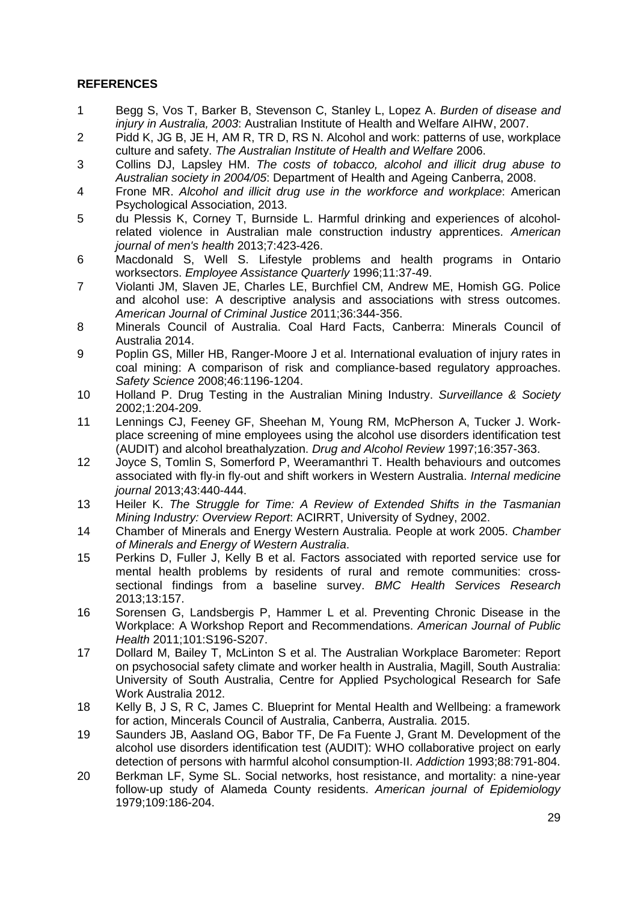**REFERENCES**

1. Begg S, Vos T, Barker B, Stevenson C, Stanley L, Lopez A. *Burden of disease and injury in Australia, 2003*: Australian Institute of Health and Welfare AIHW, 2007.
2. Pidd K, JG B, JE H, AM R, TR D, RS N. Alcohol and work: patterns of use, workplace culture and safety. *The Australian Institute of Health and Welfare* 2006.
3. Collins DJ, Lapsley HM. *The costs of tobacco, alcohol and illicit drug abuse to Australian society in 2004/05*: Department of Health and Ageing Canberra, 2008.
4. Frone MR. *Alcohol and illicit drug use in the workforce and workplace*: American Psychological Association, 2013.
5. du Plessis K, Corney T, Burnside L. Harmful drinking and experiences of alcohol-related violence in Australian male construction industry apprentices. *American journal of men's health* 2013;7:423-426.
6. Macdonald S, Well S. Lifestyle problems and health programs in Ontario worksectors. *Employee Assistance Quarterly* 1996;11:37-49.
7. Violanti JM, Slaven JE, Charles LE, Burchfiel CM, Andrew ME, Homish GG. Police and alcohol use: A descriptive analysis and associations with stress outcomes. *American Journal of Criminal Justice* 2011;36:344-356.
8. Minerals Council of Australia. Coal Hard Facts, Canberra: Minerals Council of Australia 2014.
9. Poplin GS, Miller HB, Ranger-Moore J et al. International evaluation of injury rates in coal mining: A comparison of risk and compliance-based regulatory approaches. *Safety Science* 2008;46:1196-1204.
10. Holland P. Drug Testing in the Australian Mining Industry. *Surveillance & Society* 2002;1:204-209.
11. Lennings CJ, Feeney GF, Sheehan M, Young RM, McPherson A, Tucker J. Work-place screening of mine employees using the alcohol use disorders identification test (AUDIT) and alcohol breathalyzation. *Drug and Alcohol Review* 1997;16:357-363.
12. Joyce S, Tomlin S, Somerford P, Weeramanthri T. Health behaviours and outcomes associated with fly-in fly-out and shift workers in Western Australia. *Internal medicine journal* 2013;43:440-444.
13. Heiler K. *The Struggle for Time: A Review of Extended Shifts in the Tasmanian Mining Industry: Overview Report*: ACIRRT, University of Sydney, 2002.
14. Chamber of Minerals and Energy Western Australia. People at work 2005. *Chamber of Minerals and Energy of Western Australia*.
15. Perkins D, Fuller J, Kelly B et al. Factors associated with reported service use for mental health problems by residents of rural and remote communities: cross-sectional findings from a baseline survey. *BMC Health Services Research* 2013;13:157.
16. Sorensen G, Landsbergis P, Hammer L et al. Preventing Chronic Disease in the Workplace: A Workshop Report and Recommendations. *American Journal of Public Health* 2011;101:S196-S207.
17. Dollard M, Bailey T, McLinton S et al. The Australian Workplace Barometer: Report on psychosocial safety climate and worker health in Australia, Magill, South Australia: University of South Australia, Centre for Applied Psychological Research for Safe Work Australia 2012.
18. Kelly B, J S, R C, James C. Blueprint for Mental Health and Wellbeing: a framework for action, Mincerals Council of Australia, Canberra, Australia. 2015.
19. Saunders JB, Aasland OG, Babor TF, De Fa Fuente J, Grant M. Development of the alcohol use disorders identification test (AUDIT): WHO collaborative project on early detection of persons with harmful alcohol consumption-II. *Addiction* 1993;88:791-804.
20. Berkman LF, Syme SL. Social networks, host resistance, and mortality: a nine-year follow-up study of Alameda County residents. *American journal of Epidemiology* 1979;109:186-204.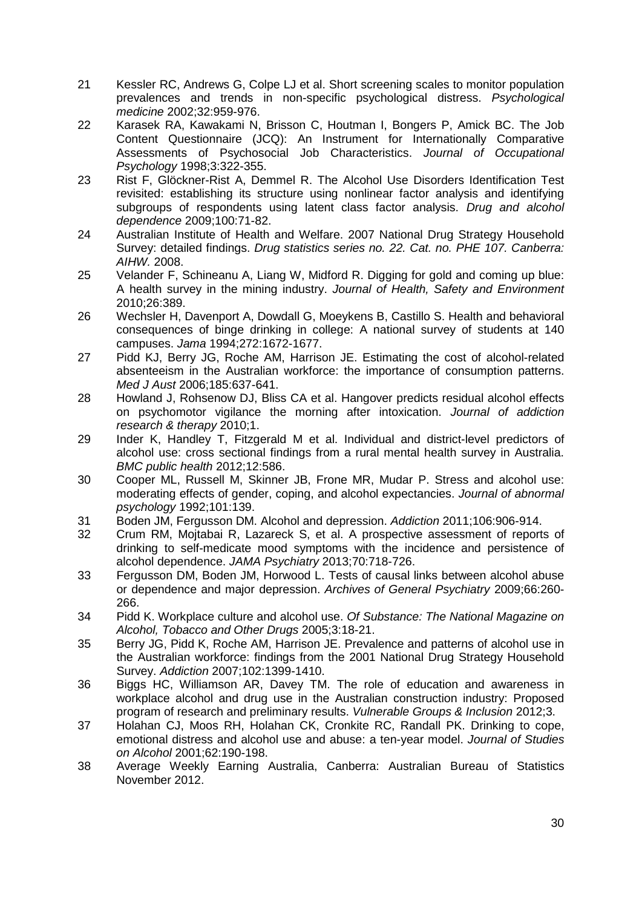21 Kessler RC, Andrews G, Colpe LJ et al. Short screening scales to monitor population prevalences and trends in non-specific psychological distress. *Psychological medicine* 2002;32:959-976.

22 Karasek RA, Kawakami N, Brisson C, Houtman I, Bongers P, Amick BC. The Job Content Questionnaire (JCQ): An Instrument for Internationally Comparative Assessments of Psychosocial Job Characteristics. *Journal of Occupational Psychology* 1998;3:322-355.

23 Rist F, Glöckner-Rist A, Demmel R. The Alcohol Use Disorders Identification Test revisited: establishing its structure using nonlinear factor analysis and identifying subgroups of respondents using latent class factor analysis. *Drug and alcohol dependence* 2009;100:71-82.

24 Australian Institute of Health and Welfare. 2007 National Drug Strategy Household Survey: detailed findings. *Drug statistics series no. 22. Cat. no. PHE 107. Canberra: AIHW.* 2008.

25 Velander F, Schineanu A, Liang W, Midford R. Digging for gold and coming up blue: A health survey in the mining industry. *Journal of Health, Safety and Environment* 2010;26:389.

26 Wechsler H, Davenport A, Dowdall G, Moeykens B, Castillo S. Health and behavioral consequences of binge drinking in college: A national survey of students at 140 campuses. *Jama* 1994;272:1672-1677.

27 Pidd KJ, Berry JG, Roche AM, Harrison JE. Estimating the cost of alcohol-related absenteeism in the Australian workforce: the importance of consumption patterns. *Med J Aust* 2006;185:637-641.

28 Howland J, Rohsenow DJ, Bliss CA et al. Hangover predicts residual alcohol effects on psychomotor vigilance the morning after intoxication. *Journal of addiction research & therapy* 2010;1.

29 Inder K, Handley T, Fitzgerald M et al. Individual and district-level predictors of alcohol use: cross sectional findings from a rural mental health survey in Australia. *BMC public health* 2012;12:586.

30 Cooper ML, Russell M, Skinner JB, Frone MR, Mudar P. Stress and alcohol use: moderating effects of gender, coping, and alcohol expectancies. *Journal of abnormal psychology* 1992;101:139.

31 Boden JM, Fergusson DM. Alcohol and depression. *Addiction* 2011;106:906-914.

32 Crum RM, Mojtabai R, Lazareck S, et al. A prospective assessment of reports of drinking to self-medicate mood symptoms with the incidence and persistence of alcohol dependence. *JAMA Psychiatry* 2013;70:718-726.

33 Fergusson DM, Boden JM, Horwood L. Tests of causal links between alcohol abuse or dependence and major depression. *Archives of General Psychiatry* 2009;66:260-266.

34 Pidd K. Workplace culture and alcohol use. *Of Substance: The National Magazine on Alcohol, Tobacco and Other Drugs* 2005;3:18-21.

35 Berry JG, Pidd K, Roche AM, Harrison JE. Prevalence and patterns of alcohol use in the Australian workforce: findings from the 2001 National Drug Strategy Household Survey. *Addiction* 2007;102:1399-1410.

36 Biggs HC, Williamson AR, Davey TM. The role of education and awareness in workplace alcohol and drug use in the Australian construction industry: Proposed program of research and preliminary results. *Vulnerable Groups & Inclusion* 2012;3.

37 Holahan CJ, Moos RH, Holahan CK, Cronkite RC, Randall PK. Drinking to cope, emotional distress and alcohol use and abuse: a ten-year model. *Journal of Studies on Alcohol* 2001;62:190-198.

38 Average Weekly Earning Australia, Canberra: Australian Bureau of Statistics November 2012.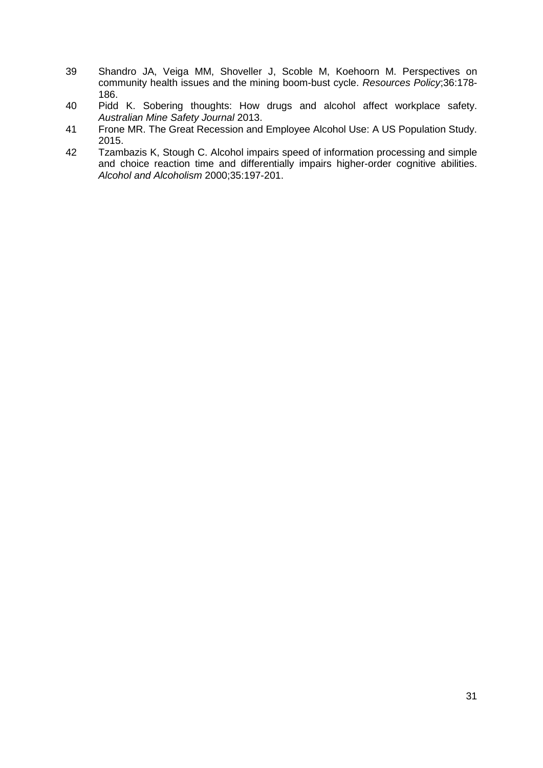39 Shandro JA, Veiga MM, Shoveller J, Scoble M, Koehoorn M. Perspectives on community health issues and the mining boom-bust cycle. *Resources Policy*;36:178-186.

40 Pidd K. Sobering thoughts: How drugs and alcohol affect workplace safety. *Australian Mine Safety Journal* 2013.

41 Frone MR. The Great Recession and Employee Alcohol Use: A US Population Study. 2015.

42 Tzambazis K, Stough C. Alcohol impairs speed of information processing and simple and choice reaction time and differentially impairs higher-order cognitive abilities. *Alcohol and Alcoholism* 2000;35:197-201.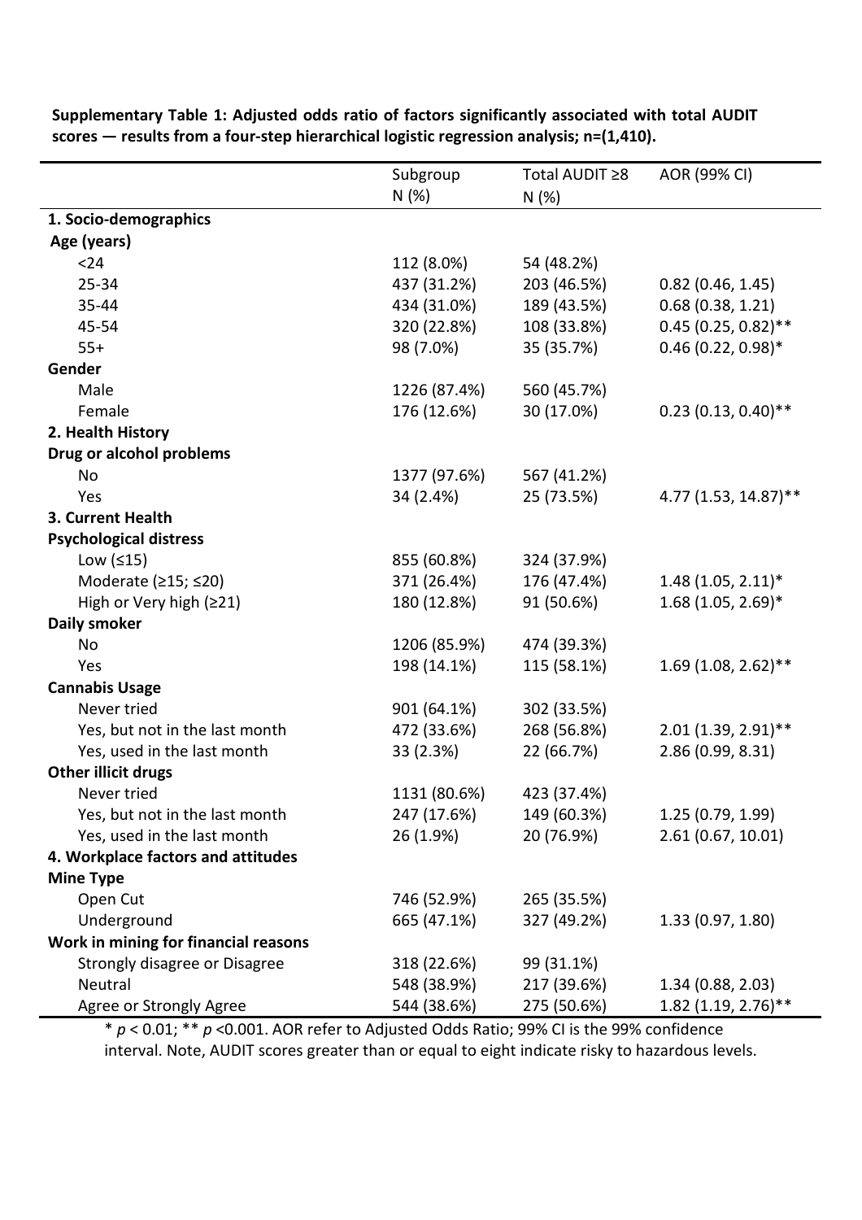**Supplementary Table 1: Adjusted odds ratio of factors significantly associated with total AUDIT scores — results from a four-step hierarchical logistic regression analysis; n=(1,410).**

| | Subgroup N (%) | Total AUDIT ≥8 N (%) | AOR (99% CI) |
|---|---|---|---|
| **1. Socio-demographics** | | | |
| **Age (years)** | | | |
| <24 | 112 (8.0%) | 54 (48.2%) | |
| 25-34 | 437 (31.2%) | 203 (46.5%) | 0.82 (0.46, 1.45) |
| 35-44 | 434 (31.0%) | 189 (43.5%) | 0.68 (0.38, 1.21) |
| 45-54 | 320 (22.8%) | 108 (33.8%) | 0.45 (0.25, 0.82)** |
| 55+ | 98 (7.0%) | 35 (35.7%) | 0.46 (0.22, 0.98)* |
| **Gender** | | | |
| Male | 1226 (87.4%) | 560 (45.7%) | |
| Female | 176 (12.6%) | 30 (17.0%) | 0.23 (0.13, 0.40)** |
| **2. Health History** | | | |
| **Drug or alcohol problems** | | | |
| No | 1377 (97.6%) | 567 (41.2%) | |
| Yes | 34 (2.4%) | 25 (73.5%) | 4.77 (1.53, 14.87)** |
| **3. Current Health** | | | |
| **Psychological distress** | | | |
| Low (≤15) | 855 (60.8%) | 324 (37.9%) | |
| Moderate (≥15; ≤20) | 371 (26.4%) | 176 (47.4%) | 1.48 (1.05, 2.11)* |
| High or Very high (≥21) | 180 (12.8%) | 91 (50.6%) | 1.68 (1.05, 2.69)* |
| **Daily smoker** | | | |
| No | 1206 (85.9%) | 474 (39.3%) | |
| Yes | 198 (14.1%) | 115 (58.1%) | 1.69 (1.08, 2.62)** |
| **Cannabis Usage** | | | |
| Never tried | 901 (64.1%) | 302 (33.5%) | |
| Yes, but not in the last month | 472 (33.6%) | 268 (56.8%) | 2.01 (1.39, 2.91)** |
| Yes, used in the last month | 33 (2.3%) | 22 (66.7%) | 2.86 (0.99, 8.31) |
| **Other illicit drugs** | | | |
| Never tried | 1131 (80.6%) | 423 (37.4%) | |
| Yes, but not in the last month | 247 (17.6%) | 149 (60.3%) | 1.25 (0.79, 1.99) |
| Yes, used in the last month | 26 (1.9%) | 20 (76.9%) | 2.61 (0.67, 10.01) |
| **4. Workplace factors and attitudes** | | | |
| **Mine Type** | | | |
| Open Cut | 746 (52.9%) | 265 (35.5%) | |
| Underground | 665 (47.1%) | 327 (49.2%) | 1.33 (0.97, 1.80) |
| **Work in mining for financial reasons** | | | |
| Strongly disagree or Disagree | 318 (22.6%) | 99 (31.1%) | |
| Neutral | 548 (38.9%) | 217 (39.6%) | 1.34 (0.88, 2.03) |
| Agree or Strongly Agree | 544 (38.6%) | 275 (50.6%) | 1.82 (1.19, 2.76)** |

* $p < 0.01$; ** $p < 0.001$. AOR refer to Adjusted Odds Ratio; 99% CI is the 99% confidence interval. Note, AUDIT scores greater than or equal to eight indicate risky to hazardous levels.